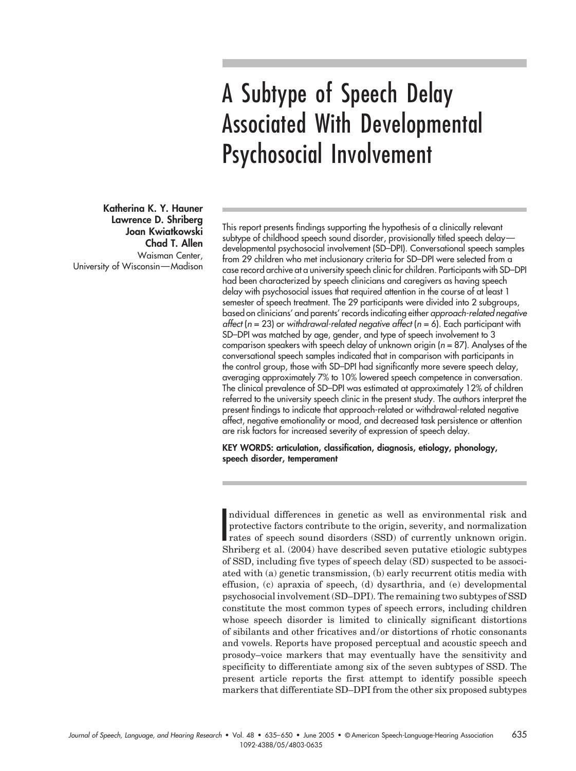# A Subtype of Speech Delay Associated With Developmental Psychosocial Involvement

**Katherina K. Y. Hauner**
**Lawrence D. Shriberg**
**Joan Kwiatkowski**
**Chad T. Allen**
Waisman Center,
University of Wisconsin—Madison

This report presents findings supporting the hypothesis of a clinically relevant subtype of childhood speech sound disorder, provisionally titled speech delay—developmental psychosocial involvement (SD–DPI). Conversational speech samples from 29 children who met inclusionary criteria for SD–DPI were selected from a case record archive at a university speech clinic for children. Participants with SD–DPI had been characterized by speech clinicians and caregivers as having speech delay with psychosocial issues that required attention in the course of at least 1 semester of speech treatment. The 29 participants were divided into 2 subgroups, based on clinicians' and parents' records indicating either *approach-related negative affect* (*n* = 23) or *withdrawal-related negative affect* (*n* = 6). Each participant with SD–DPI was matched by age, gender, and type of speech involvement to 3 comparison speakers with speech delay of unknown origin (*n* = 87). Analyses of the conversational speech samples indicated that in comparison with participants in the control group, those with SD–DPI had significantly more severe speech delay, averaging approximately 7% to 10% lowered speech competence in conversation. The clinical prevalence of SD–DPI was estimated at approximately 12% of children referred to the university speech clinic in the present study. The authors interpret the present findings to indicate that approach-related or withdrawal-related negative affect, negative emotionality or mood, and decreased task persistence or attention are risk factors for increased severity of expression of speech delay.

**KEY WORDS: articulation, classification, diagnosis, etiology, phonology, speech disorder, temperament**

Individual differences in genetic as well as environmental risk and protective factors contribute to the origin, severity, and normalization rates of speech sound disorders (SSD) of currently unknown origin. Shriberg et al. (2004) have described seven putative etiologic subtypes of SSD, including five types of speech delay (SD) suspected to be associated with (a) genetic transmission, (b) early recurrent otitis media with effusion, (c) apraxia of speech, (d) dysarthria, and (e) developmental psychosocial involvement (SD–DPI). The remaining two subtypes of SSD constitute the most common types of speech errors, including children whose speech disorder is limited to clinically significant distortions of sibilants and other fricatives and/or distortions of rhotic consonants and vowels. Reports have proposed perceptual and acoustic speech and prosody–voice markers that may eventually have the sensitivity and specificity to differentiate among six of the seven subtypes of SSD. The present article reports the first attempt to identify possible speech markers that differentiate SD–DPI from the other six proposed subtypes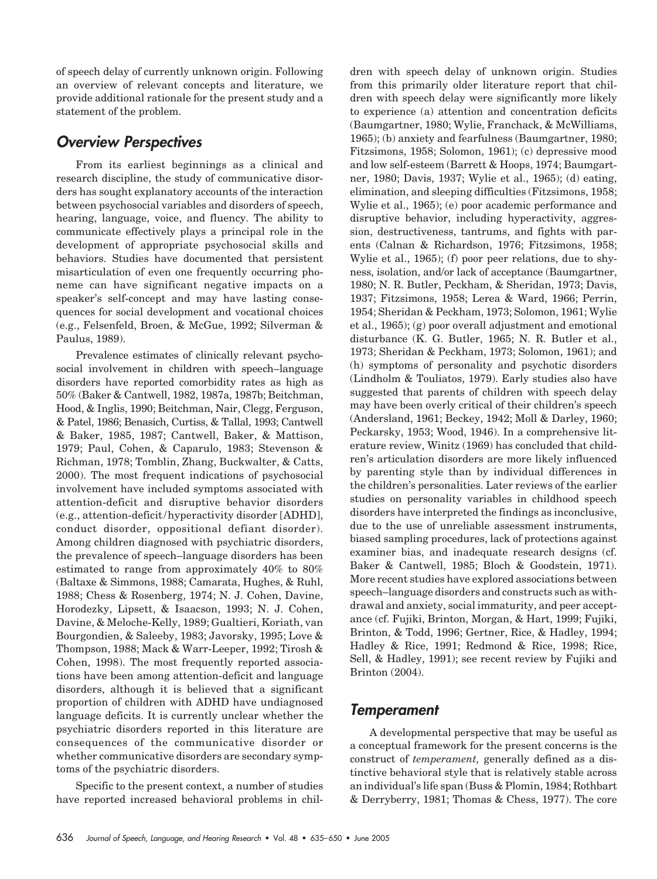of speech delay of currently unknown origin. Following an overview of relevant concepts and literature, we provide additional rationale for the present study and a statement of the problem.

## Overview Perspectives

From its earliest beginnings as a clinical and research discipline, the study of communicative disorders has sought explanatory accounts of the interaction between psychosocial variables and disorders of speech, hearing, language, voice, and fluency. The ability to communicate effectively plays a principal role in the development of appropriate psychosocial skills and behaviors. Studies have documented that persistent misarticulation of even one frequently occurring phoneme can have significant negative impacts on a speaker's self-concept and may have lasting consequences for social development and vocational choices (e.g., Felsenfeld, Broen, & McGue, 1992; Silverman & Paulus, 1989).

Prevalence estimates of clinically relevant psychosocial involvement in children with speech–language disorders have reported comorbidity rates as high as 50% (Baker & Cantwell, 1982, 1987a, 1987b; Beitchman, Hood, & Inglis, 1990; Beitchman, Nair, Clegg, Ferguson, & Patel, 1986; Benasich, Curtiss, & Tallal, 1993; Cantwell & Baker, 1985, 1987; Cantwell, Baker, & Mattison, 1979; Paul, Cohen, & Caparulo, 1983; Stevenson & Richman, 1978; Tomblin, Zhang, Buckwalter, & Catts, 2000). The most frequent indications of psychosocial involvement have included symptoms associated with attention-deficit and disruptive behavior disorders (e.g., attention-deficit/hyperactivity disorder [ADHD], conduct disorder, oppositional defiant disorder). Among children diagnosed with psychiatric disorders, the prevalence of speech–language disorders has been estimated to range from approximately 40% to 80% (Baltaxe & Simmons, 1988; Camarata, Hughes, & Ruhl, 1988; Chess & Rosenberg, 1974; N. J. Cohen, Davine, Horodezky, Lipsett, & Isaacson, 1993; N. J. Cohen, Davine, & Meloche-Kelly, 1989; Gualtieri, Koriath, van Bourgondien, & Saleeby, 1983; Javorsky, 1995; Love & Thompson, 1988; Mack & Warr-Leeper, 1992; Tirosh & Cohen, 1998). The most frequently reported associations have been among attention-deficit and language disorders, although it is believed that a significant proportion of children with ADHD have undiagnosed language deficits. It is currently unclear whether the psychiatric disorders reported in this literature are consequences of the communicative disorder or whether communicative disorders are secondary symptoms of the psychiatric disorders.

Specific to the present context, a number of studies have reported increased behavioral problems in children with speech delay of unknown origin. Studies from this primarily older literature report that children with speech delay were significantly more likely to experience (a) attention and concentration deficits (Baumgartner, 1980; Wylie, Franchack, & McWilliams, 1965); (b) anxiety and fearfulness (Baumgartner, 1980; Fitzsimons, 1958; Solomon, 1961); (c) depressive mood and low self-esteem (Barrett & Hoops, 1974; Baumgartner, 1980; Davis, 1937; Wylie et al., 1965); (d) eating, elimination, and sleeping difficulties (Fitzsimons, 1958; Wylie et al., 1965); (e) poor academic performance and disruptive behavior, including hyperactivity, aggression, destructiveness, tantrums, and fights with parents (Calnan & Richardson, 1976; Fitzsimons, 1958; Wylie et al., 1965); (f) poor peer relations, due to shyness, isolation, and/or lack of acceptance (Baumgartner, 1980; N. R. Butler, Peckham, & Sheridan, 1973; Davis, 1937; Fitzsimons, 1958; Lerea & Ward, 1966; Perrin, 1954; Sheridan & Peckham, 1973; Solomon, 1961; Wylie et al., 1965); (g) poor overall adjustment and emotional disturbance (K. G. Butler, 1965; N. R. Butler et al., 1973; Sheridan & Peckham, 1973; Solomon, 1961); and (h) symptoms of personality and psychotic disorders (Lindholm & Touliatos, 1979). Early studies also have suggested that parents of children with speech delay may have been overly critical of their children's speech (Andersland, 1961; Beckey, 1942; Moll & Darley, 1960; Peckarsky, 1953; Wood, 1946). In a comprehensive literature review, Winitz (1969) has concluded that children's articulation disorders are more likely influenced by parenting style than by individual differences in the children's personalities. Later reviews of the earlier studies on personality variables in childhood speech disorders have interpreted the findings as inconclusive, due to the use of unreliable assessment instruments, biased sampling procedures, lack of protections against examiner bias, and inadequate research designs (cf. Baker & Cantwell, 1985; Bloch & Goodstein, 1971). More recent studies have explored associations between speech–language disorders and constructs such as withdrawal and anxiety, social immaturity, and peer acceptance (cf. Fujiki, Brinton, Morgan, & Hart, 1999; Fujiki, Brinton, & Todd, 1996; Gertner, Rice, & Hadley, 1994; Hadley & Rice, 1991; Redmond & Rice, 1998; Rice, Sell, & Hadley, 1991); see recent review by Fujiki and Brinton (2004).

## Temperament

A developmental perspective that may be useful as a conceptual framework for the present concerns is the construct of *temperament,* generally defined as a distinctive behavioral style that is relatively stable across an individual's life span (Buss & Plomin, 1984; Rothbart & Derryberry, 1981; Thomas & Chess, 1977). The core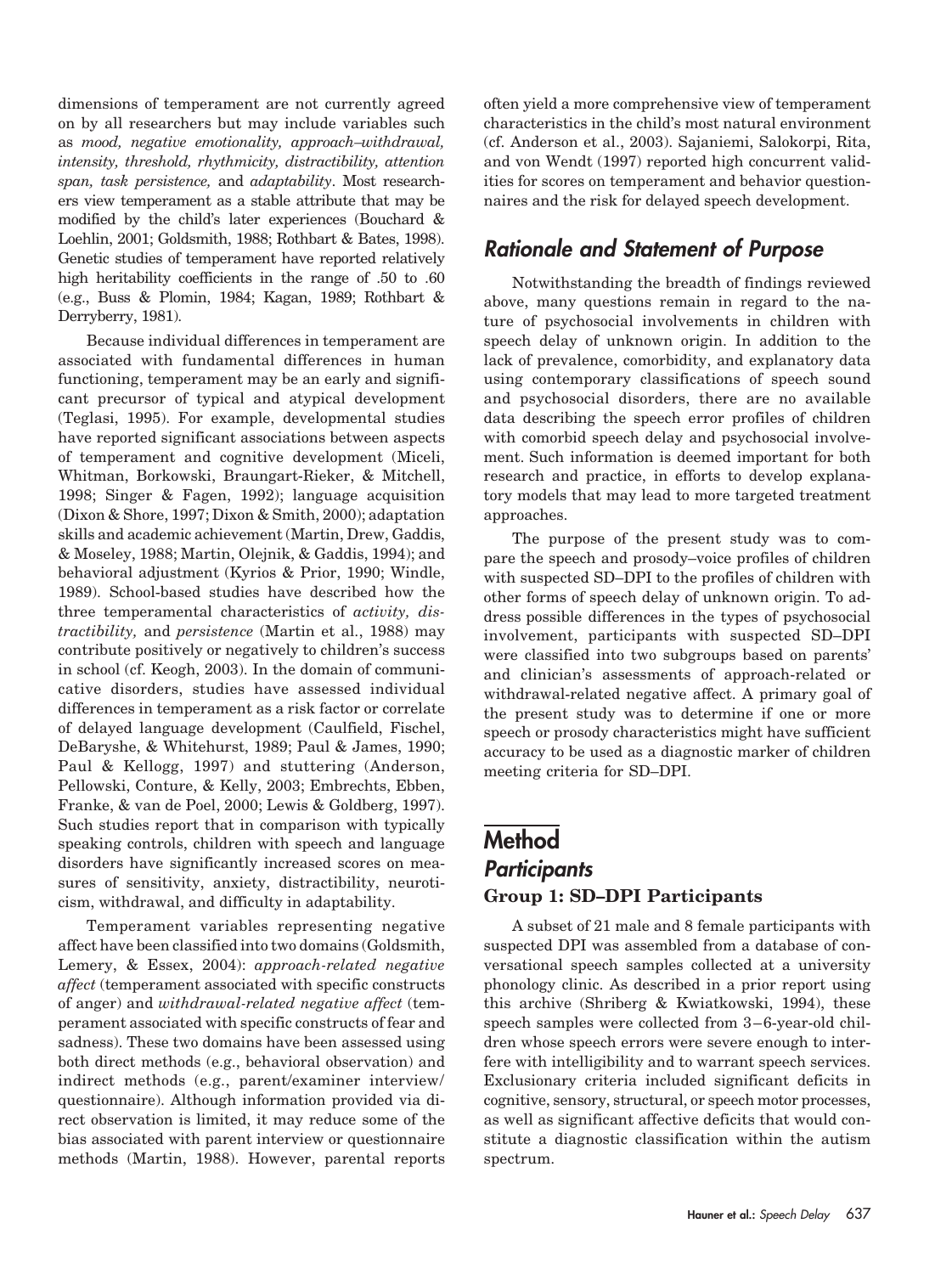dimensions of temperament are not currently agreed on by all researchers but may include variables such as *mood, negative emotionality, approach–withdrawal, intensity, threshold, rhythmicity, distractibility, attention span, task persistence,* and *adaptability*. Most researchers view temperament as a stable attribute that may be modified by the child's later experiences (Bouchard & Loehlin, 2001; Goldsmith, 1988; Rothbart & Bates, 1998). Genetic studies of temperament have reported relatively high heritability coefficients in the range of .50 to .60 (e.g., Buss & Plomin, 1984; Kagan, 1989; Rothbart & Derryberry, 1981).

Because individual differences in temperament are associated with fundamental differences in human functioning, temperament may be an early and significant precursor of typical and atypical development (Teglasi, 1995). For example, developmental studies have reported significant associations between aspects of temperament and cognitive development (Miceli, Whitman, Borkowski, Braungart-Rieker, & Mitchell, 1998; Singer & Fagen, 1992); language acquisition (Dixon & Shore, 1997; Dixon & Smith, 2000); adaptation skills and academic achievement (Martin, Drew, Gaddis, & Moseley, 1988; Martin, Olejnik, & Gaddis, 1994); and behavioral adjustment (Kyrios & Prior, 1990; Windle, 1989). School-based studies have described how the three temperamental characteristics of *activity, distractibility,* and *persistence* (Martin et al., 1988) may contribute positively or negatively to children's success in school (cf. Keogh, 2003). In the domain of communicative disorders, studies have assessed individual differences in temperament as a risk factor or correlate of delayed language development (Caulfield, Fischel, DeBaryshe, & Whitehurst, 1989; Paul & James, 1990; Paul & Kellogg, 1997) and stuttering (Anderson, Pellowski, Conture, & Kelly, 2003; Embrechts, Ebben, Franke, & van de Poel, 2000; Lewis & Goldberg, 1997). Such studies report that in comparison with typically speaking controls, children with speech and language disorders have significantly increased scores on measures of sensitivity, anxiety, distractibility, neuroticism, withdrawal, and difficulty in adaptability.

Temperament variables representing negative affect have been classified into two domains (Goldsmith, Lemery, & Essex, 2004): *approach-related negative affect* (temperament associated with specific constructs of anger) and *withdrawal-related negative affect* (temperament associated with specific constructs of fear and sadness). These two domains have been assessed using both direct methods (e.g., behavioral observation) and indirect methods (e.g., parent/examiner interview/questionnaire). Although information provided via direct observation is limited, it may reduce some of the bias associated with parent interview or questionnaire methods (Martin, 1988). However, parental reports often yield a more comprehensive view of temperament characteristics in the child's most natural environment (cf. Anderson et al., 2003). Sajaniemi, Salokorpi, Rita, and von Wendt (1997) reported high concurrent validities for scores on temperament and behavior questionnaires and the risk for delayed speech development.

## Rationale and Statement of Purpose

Notwithstanding the breadth of findings reviewed above, many questions remain in regard to the nature of psychosocial involvements in children with speech delay of unknown origin. In addition to the lack of prevalence, comorbidity, and explanatory data using contemporary classifications of speech sound and psychosocial disorders, there are no available data describing the speech error profiles of children with comorbid speech delay and psychosocial involvement. Such information is deemed important for both research and practice, in efforts to develop explanatory models that may lead to more targeted treatment approaches.

The purpose of the present study was to compare the speech and prosody–voice profiles of children with suspected SD–DPI to the profiles of children with other forms of speech delay of unknown origin. To address possible differences in the types of psychosocial involvement, participants with suspected SD–DPI were classified into two subgroups based on parents' and clinician's assessments of approach-related or withdrawal-related negative affect. A primary goal of the present study was to determine if one or more speech or prosody characteristics might have sufficient accuracy to be used as a diagnostic marker of children meeting criteria for SD–DPI.

# Method

## Participants

### Group 1: SD–DPI Participants

A subset of 21 male and 8 female participants with suspected DPI was assembled from a database of conversational speech samples collected at a university phonology clinic. As described in a prior report using this archive (Shriberg & Kwiatkowski, 1994), these speech samples were collected from 3–6-year-old children whose speech errors were severe enough to interfere with intelligibility and to warrant speech services. Exclusionary criteria included significant deficits in cognitive, sensory, structural, or speech motor processes, as well as significant affective deficits that would constitute a diagnostic classification within the autism spectrum.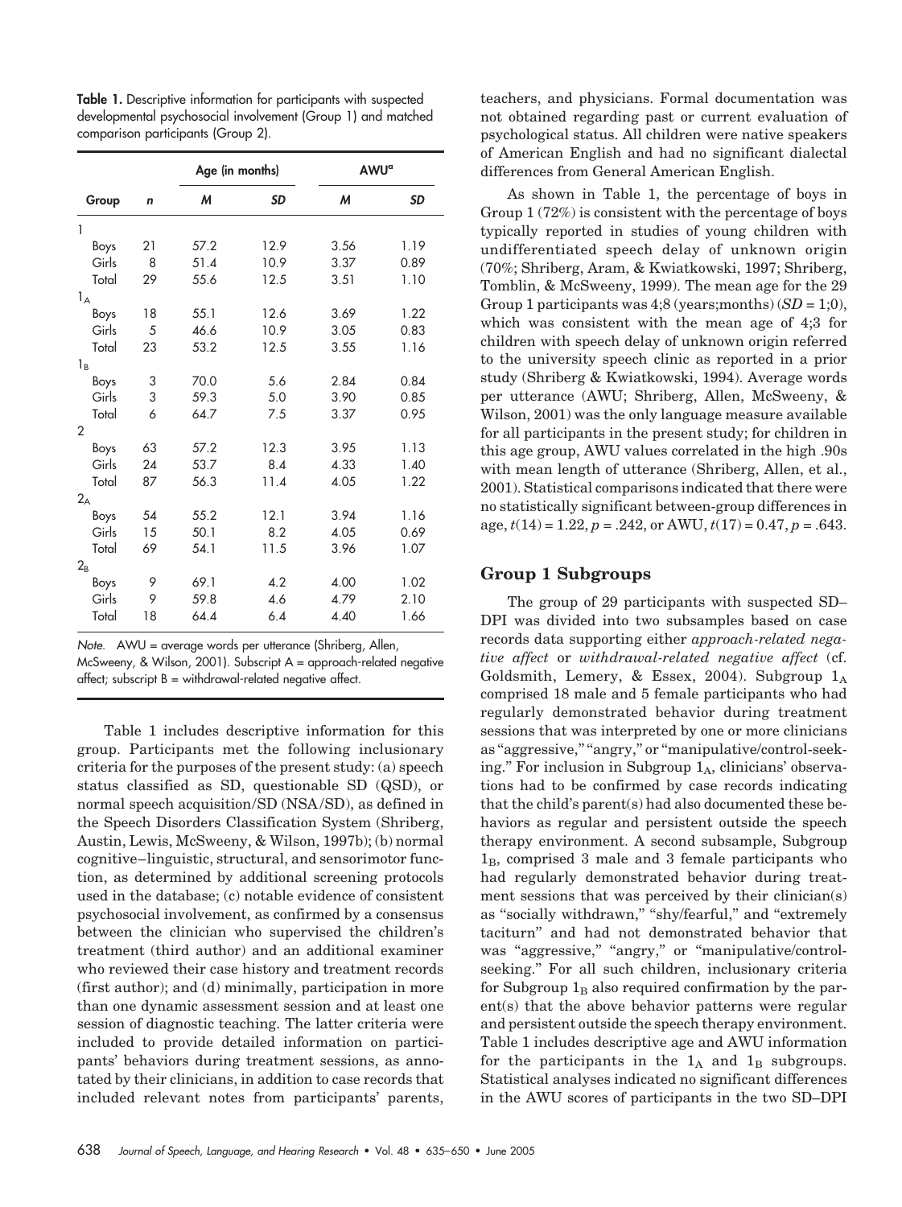**Table 1.** Descriptive information for participants with suspected developmental psychosocial involvement (Group 1) and matched comparison participants (Group 2).

| Group | *n* | Age (in months) | | AWU[a] | |
|---|---|---|---|---|---|
| | | *M* | *SD* | *M* | *SD* |
| 1 | | | | | |
| Boys | 21 | 57.2 | 12.9 | 3.56 | 1.19 |
| Girls | 8 | 51.4 | 10.9 | 3.37 | 0.89 |
| Total | 29 | 55.6 | 12.5 | 3.51 | 1.10 |
| $1_A$ | | | | | |
| Boys | 18 | 55.1 | 12.6 | 3.69 | 1.22 |
| Girls | 5 | 46.6 | 10.9 | 3.05 | 0.83 |
| Total | 23 | 53.2 | 12.5 | 3.55 | 1.16 |
| $1_B$ | | | | | |
| Boys | 3 | 70.0 | 5.6 | 2.84 | 0.84 |
| Girls | 3 | 59.3 | 5.0 | 3.90 | 0.85 |
| Total | 6 | 64.7 | 7.5 | 3.37 | 0.95 |
| 2 | | | | | |
| Boys | 63 | 57.2 | 12.3 | 3.95 | 1.13 |
| Girls | 24 | 53.7 | 8.4 | 4.33 | 1.40 |
| Total | 87 | 56.3 | 11.4 | 4.05 | 1.22 |
| $2_A$ | | | | | |
| Boys | 54 | 55.2 | 12.1 | 3.94 | 1.16 |
| Girls | 15 | 50.1 | 8.2 | 4.05 | 0.69 |
| Total | 69 | 54.1 | 11.5 | 3.96 | 1.07 |
| $2_B$ | | | | | |
| Boys | 9 | 69.1 | 4.2 | 4.00 | 1.02 |
| Girls | 9 | 59.8 | 4.6 | 4.79 | 2.10 |
| Total | 18 | 64.4 | 6.4 | 4.40 | 1.66 |

*Note.* AWU = average words per utterance (Shriberg, Allen, McSweeny, & Wilson, 2001). Subscript A = approach-related negative affect; subscript B = withdrawal-related negative affect.

Table 1 includes descriptive information for this group. Participants met the following inclusionary criteria for the purposes of the present study: (a) speech status classified as SD, questionable SD (QSD), or normal speech acquisition/SD (NSA/SD), as defined in the Speech Disorders Classification System (Shriberg, Austin, Lewis, McSweeny, & Wilson, 1997b); (b) normal cognitive–linguistic, structural, and sensorimotor function, as determined by additional screening protocols used in the database; (c) notable evidence of consistent psychosocial involvement, as confirmed by a consensus between the clinician who supervised the children's treatment (third author) and an additional examiner who reviewed their case history and treatment records (first author); and (d) minimally, participation in more than one dynamic assessment session and at least one session of diagnostic teaching. The latter criteria were included to provide detailed information on participants' behaviors during treatment sessions, as annotated by their clinicians, in addition to case records that included relevant notes from participants' parents, teachers, and physicians. Formal documentation was not obtained regarding past or current evaluation of psychological status. All children were native speakers of American English and had no significant dialectal differences from General American English.

As shown in Table 1, the percentage of boys in Group 1 (72%) is consistent with the percentage of boys typically reported in studies of young children with undifferentiated speech delay of unknown origin (70%; Shriberg, Aram, & Kwiatkowski, 1997; Shriberg, Tomblin, & McSweeny, 1999). The mean age for the 29 Group 1 participants was 4;8 (years;months) ($SD$ = 1;0), which was consistent with the mean age of 4;3 for children with speech delay of unknown origin referred to the university speech clinic as reported in a prior study (Shriberg & Kwiatkowski, 1994). Average words per utterance (AWU; Shriberg, Allen, McSweeny, & Wilson, 2001) was the only language measure available for all participants in the present study; for children in this age group, AWU values correlated in the high .90s with mean length of utterance (Shriberg, Allen, et al., 2001). Statistical comparisons indicated that there were no statistically significant between-group differences in age, $t(14) = 1.22$, $p = .242$, or AWU, $t(17) = 0.47$, $p = .643$.

## Group 1 Subgroups

The group of 29 participants with suspected SD–DPI was divided into two subsamples based on case records data supporting either *approach-related negative affect* or *withdrawal-related negative affect* (cf. Goldsmith, Lemery, & Essex, 2004). Subgroup $1_A$ comprised 18 male and 5 female participants who had regularly demonstrated behavior during treatment sessions that was interpreted by one or more clinicians as "aggressive," "angry," or "manipulative/control-seeking." For inclusion in Subgroup $1_A$, clinicians' observations had to be confirmed by case records indicating that the child's parent(s) had also documented these behaviors as regular and persistent outside the speech therapy environment. A second subsample, Subgroup $1_B$, comprised 3 male and 3 female participants who had regularly demonstrated behavior during treatment sessions that was perceived by their clinician(s) as "socially withdrawn," "shy/fearful," and "extremely taciturn" and had not demonstrated behavior that was "aggressive," "angry," or "manipulative/control-seeking." For all such children, inclusionary criteria for Subgroup $1_B$ also required confirmation by the parent(s) that the above behavior patterns were regular and persistent outside the speech therapy environment. Table 1 includes descriptive age and AWU information for the participants in the $1_A$ and $1_B$ subgroups. Statistical analyses indicated no significant differences in the AWU scores of participants in the two SD–DPI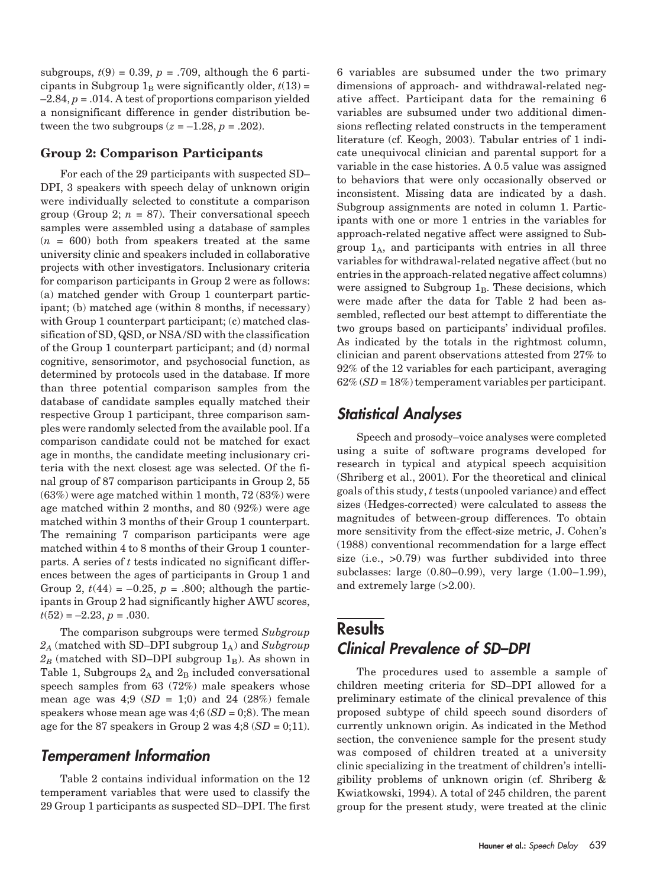subgroups, $t(9) = 0.39$, $p = .709$, although the 6 participants in Subgroup $1_B$ were significantly older, $t(13) = -2.84$, $p = .014$. A test of proportions comparison yielded a nonsignificant difference in gender distribution between the two subgroups ($z = -1.28$, $p = .202$).

### Group 2: Comparison Participants

For each of the 29 participants with suspected SD–DPI, 3 speakers with speech delay of unknown origin were individually selected to constitute a comparison group (Group 2; $n = 87$). Their conversational speech samples were assembled using a database of samples ($n = 600$) both from speakers treated at the same university clinic and speakers included in collaborative projects with other investigators. Inclusionary criteria for comparison participants in Group 2 were as follows: (a) matched gender with Group 1 counterpart participant; (b) matched age (within 8 months, if necessary) with Group 1 counterpart participant; (c) matched classification of SD, QSD, or NSA/SD with the classification of the Group 1 counterpart participant; and (d) normal cognitive, sensorimotor, and psychosocial function, as determined by protocols used in the database. If more than three potential comparison samples from the database of candidate samples equally matched their respective Group 1 participant, three comparison samples were randomly selected from the available pool. If a comparison candidate could not be matched for exact age in months, the candidate meeting inclusionary criteria with the next closest age was selected. Of the final group of 87 comparison participants in Group 2, 55 (63%) were age matched within 1 month, 72 (83%) were age matched within 2 months, and 80 (92%) were age matched within 3 months of their Group 1 counterpart. The remaining 7 comparison participants were age matched within 4 to 8 months of their Group 1 counterparts. A series of *t* tests indicated no significant differences between the ages of participants in Group 1 and Group 2, $t(44) = -0.25$, $p = .800$; although the participants in Group 2 had significantly higher AWU scores, $t(52) = -2.23$, $p = .030$.

The comparison subgroups were termed *Subgroup* $2_A$ (matched with SD–DPI subgroup $1_A$) and *Subgroup* $2_B$ (matched with SD–DPI subgroup $1_B$). As shown in Table 1, Subgroups $2_A$ and $2_B$ included conversational speech samples from 63 (72%) male speakers whose mean age was 4;9 ($SD$ = 1;0) and 24 (28%) female speakers whose mean age was 4;6 ($SD$ = 0;8). The mean age for the 87 speakers in Group 2 was 4;8 ($SD$ = 0;11).

## Temperament Information

Table 2 contains individual information on the 12 temperament variables that were used to classify the 29 Group 1 participants as suspected SD–DPI. The first 6 variables are subsumed under the two primary dimensions of approach- and withdrawal-related negative affect. Participant data for the remaining 6 variables are subsumed under two additional dimensions reflecting related constructs in the temperament literature (cf. Keogh, 2003). Tabular entries of 1 indicate unequivocal clinician and parental support for a variable in the case histories. A 0.5 value was assigned to behaviors that were only occasionally observed or inconsistent. Missing data are indicated by a dash. Subgroup assignments are noted in column 1. Participants with one or more 1 entries in the variables for approach-related negative affect were assigned to Subgroup $1_A$, and participants with entries in all three variables for withdrawal-related negative affect (but no entries in the approach-related negative affect columns) were assigned to Subgroup $1_B$. These decisions, which were made after the data for Table 2 had been assembled, reflected our best attempt to differentiate the two groups based on participants' individual profiles. As indicated by the totals in the rightmost column, clinician and parent observations attested from 27% to 92% of the 12 variables for each participant, averaging 62% ($SD$ = 18%) temperament variables per participant.

## Statistical Analyses

Speech and prosody–voice analyses were completed using a suite of software programs developed for research in typical and atypical speech acquisition (Shriberg et al., 2001). For the theoretical and clinical goals of this study, *t* tests (unpooled variance) and effect sizes (Hedges-corrected) were calculated to assess the magnitudes of between-group differences. To obtain more sensitivity from the effect-size metric, J. Cohen's (1988) conventional recommendation for a large effect size (i.e., >0.79) was further subdivided into three subclasses: large (0.80–0.99), very large (1.00–1.99), and extremely large (>2.00).

# Results

## Clinical Prevalence of SD–DPI

The procedures used to assemble a sample of children meeting criteria for SD–DPI allowed for a preliminary estimate of the clinical prevalence of this proposed subtype of child speech sound disorders of currently unknown origin. As indicated in the Method section, the convenience sample for the present study was composed of children treated at a university clinic specializing in the treatment of children's intelligibility problems of unknown origin (cf. Shriberg & Kwiatkowski, 1994). A total of 245 children, the parent group for the present study, were treated at the clinic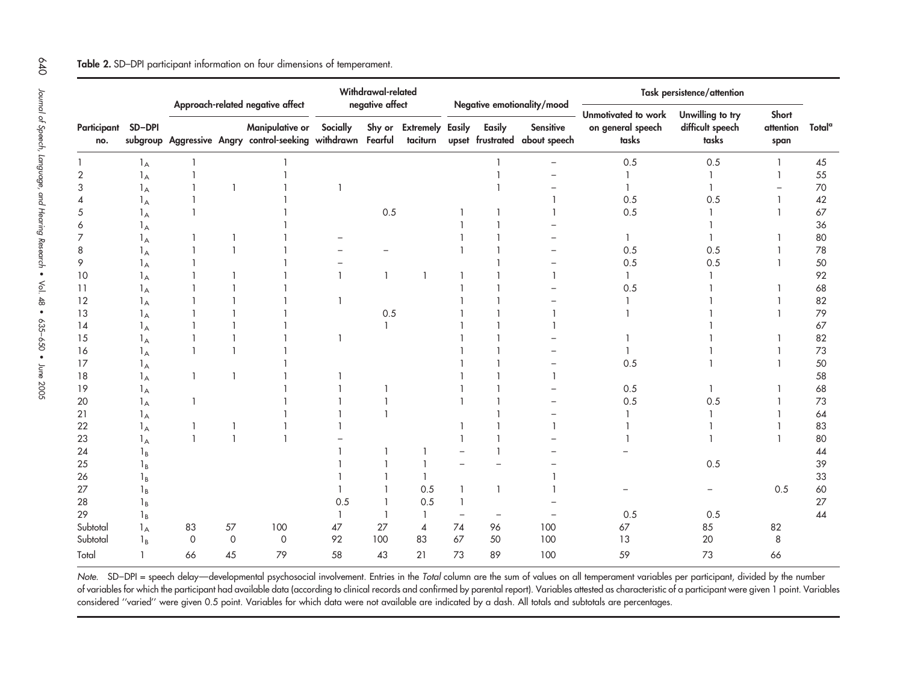**Table 2.** SD–DPI participant information on four dimensions of temperament.

| | | Approach-related negative affect | | | Withdrawal-related negative affect | | | Negative emotionality/mood | | | Task persistence/attention | | | |
|---|---|---|---|---|---|---|---|---|---|---|---|---|---|---|
| Participant no. | SD–DPI subgroup | Aggressive | Angry | Manipulative or control-seeking | Socially withdrawn | Shy or Fearful | Extremely taciturn | Easily upset | Easily frustrated | Sensitive about speech | Unmotivated to work on general speech tasks | Unwilling to try difficult speech tasks | Short attention span | Total[a] |
| 1 | $1_A$ | 1 | | 1 | | | | | 1 | – | 0.5 | 0.5 | 1 | 45 |
| 2 | $1_A$ | 1 | | 1 | | | | | 1 | – | 1 | 1 | 1 | 55 |
| 3 | $1_A$ | 1 | 1 | 1 | 1 | | | | 1 | – | 1 | 1 | – | 70 |
| 4 | $1_A$ | 1 | | 1 | | | | | | 1 | 0.5 | 0.5 | 1 | 42 |
| 5 | $1_A$ | 1 | | 1 | | 0.5 | | 1 | 1 | 1 | 0.5 | 1 | 1 | 67 |
| 6 | $1_A$ | | | 1 | | | | 1 | 1 | – | | 1 | | 36 |
| 7 | $1_A$ | 1 | 1 | 1 | – | | | 1 | 1 | – | 1 | 1 | 1 | 80 |
| 8 | $1_A$ | 1 | 1 | 1 | – | – | | 1 | 1 | – | 0.5 | 0.5 | 1 | 78 |
| 9 | $1_A$ | 1 | | 1 | – | | | | 1 | – | 0.5 | 0.5 | 1 | 50 |
| 10 | $1_A$ | 1 | 1 | 1 | 1 | 1 | 1 | 1 | 1 | 1 | 1 | 1 | | 92 |
| 11 | $1_A$ | 1 | 1 | 1 | | | | 1 | 1 | – | 0.5 | 1 | 1 | 68 |
| 12 | $1_A$ | 1 | 1 | 1 | 1 | | | 1 | 1 | – | 1 | 1 | 1 | 82 |
| 13 | $1_A$ | 1 | 1 | 1 | | 0.5 | | 1 | 1 | 1 | 1 | 1 | 1 | 79 |
| 14 | $1_A$ | 1 | 1 | 1 | | 1 | | 1 | 1 | 1 | | 1 | | 67 |
| 15 | $1_A$ | 1 | 1 | 1 | 1 | | | 1 | 1 | – | 1 | 1 | 1 | 82 |
| 16 | $1_A$ | 1 | 1 | 1 | | | | 1 | 1 | – | 1 | 1 | 1 | 73 |
| 17 | $1_A$ | | | 1 | | | | 1 | 1 | – | 0.5 | 1 | 1 | 50 |
| 18 | $1_A$ | 1 | 1 | 1 | 1 | | | 1 | 1 | 1 | | | | 58 |
| 19 | $1_A$ | | | 1 | 1 | 1 | | 1 | 1 | – | 0.5 | 1 | 1 | 68 |
| 20 | $1_A$ | 1 | | 1 | 1 | 1 | | 1 | 1 | – | 0.5 | 0.5 | 1 | 73 |
| 21 | $1_A$ | | | 1 | 1 | 1 | | | 1 | – | 1 | 1 | 1 | 64 |
| 22 | $1_A$ | 1 | 1 | 1 | 1 | | | 1 | 1 | 1 | 1 | 1 | 1 | 83 |
| 23 | $1_A$ | 1 | 1 | 1 | – | | | 1 | 1 | – | 1 | 1 | 1 | 80 |
| 24 | $1_B$ | | | | 1 | 1 | 1 | – | 1 | – | – | | | 44 |
| 25 | $1_B$ | | | | 1 | 1 | 1 | – | – | – | | 0.5 | | 39 |
| 26 | $1_B$ | | | | 1 | 1 | 1 | | | 1 | | | | 33 |
| 27 | $1_B$ | | | | 1 | 1 | 0.5 | 1 | 1 | 1 | – | – | 0.5 | 60 |
| 28 | $1_B$ | | | | 0.5 | 1 | 0.5 | 1 | | – | | | | 27 |
| 29 | $1_B$ | | | | 1 | 1 | 1 | – | – | – | 0.5 | 0.5 | | 44 |
| Subtotal | $1_A$ | 83 | 57 | 100 | 47 | 27 | 4 | 74 | 96 | 100 | 67 | 85 | 82 | |
| Subtotal | $1_B$ | 0 | 0 | 0 | 92 | 100 | 83 | 67 | 50 | 100 | 13 | 20 | 8 | |
| Total | 1 | 66 | 45 | 79 | 58 | 43 | 21 | 73 | 89 | 100 | 59 | 73 | 66 | |

*Note.* SD–DPI = speech delay—developmental psychosocial involvement. Entries in the *Total* column are the sum of values on all temperament variables per participant, divided by the number of variables for which the participant had available data (according to clinical records and confirmed by parental report). Variables attested as characteristic of a participant were given 1 point. Variables considered "varied" were given 0.5 point. Variables for which data were not available are indicated by a dash. All totals and subtotals are percentages.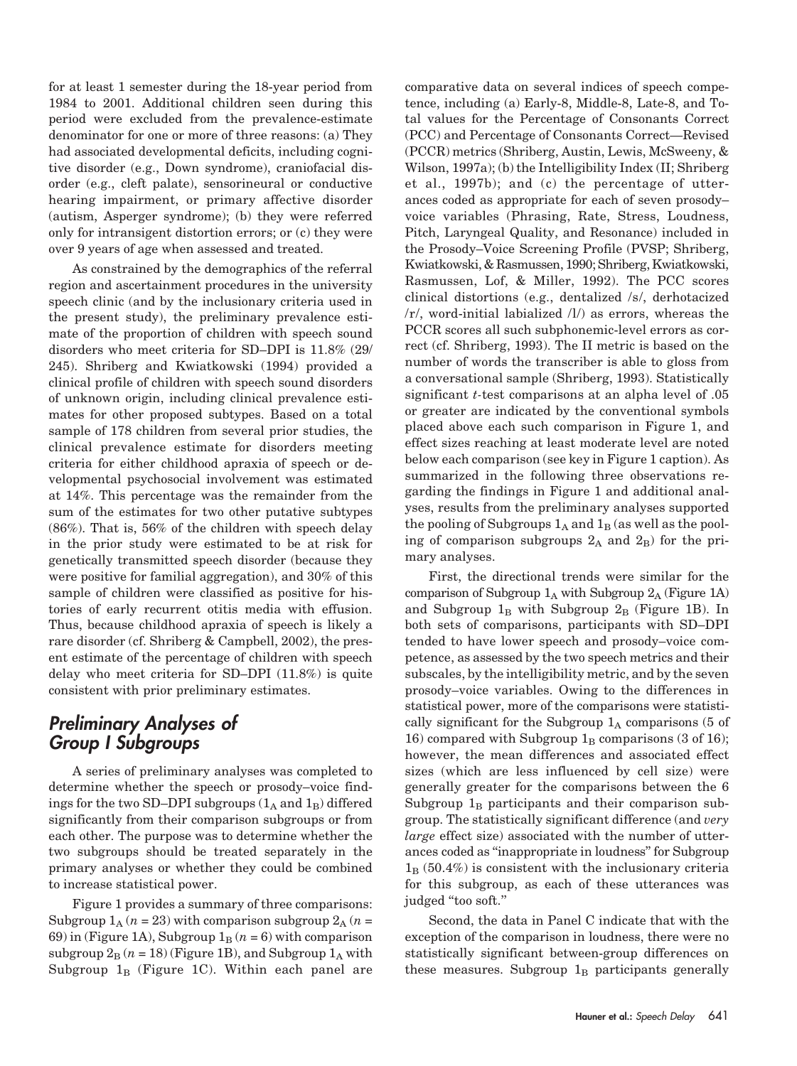for at least 1 semester during the 18-year period from 1984 to 2001. Additional children seen during this period were excluded from the prevalence-estimate denominator for one or more of three reasons: (a) They had associated developmental deficits, including cognitive disorder (e.g., Down syndrome), craniofacial disorder (e.g., cleft palate), sensorineural or conductive hearing impairment, or primary affective disorder (autism, Asperger syndrome); (b) they were referred only for intransigent distortion errors; or (c) they were over 9 years of age when assessed and treated.

As constrained by the demographics of the referral region and ascertainment procedures in the university speech clinic (and by the inclusionary criteria used in the present study), the preliminary prevalence estimate of the proportion of children with speech sound disorders who meet criteria for SD–DPI is 11.8% (29/245). Shriberg and Kwiatkowski (1994) provided a clinical profile of children with speech sound disorders of unknown origin, including clinical prevalence estimates for other proposed subtypes. Based on a total sample of 178 children from several prior studies, the clinical prevalence estimate for disorders meeting criteria for either childhood apraxia of speech or developmental psychosocial involvement was estimated at 14%. This percentage was the remainder from the sum of the estimates for two other putative subtypes (86%). That is, 56% of the children with speech delay in the prior study were estimated to be at risk for genetically transmitted speech disorder (because they were positive for familial aggregation), and 30% of this sample of children were classified as positive for histories of early recurrent otitis media with effusion. Thus, because childhood apraxia of speech is likely a rare disorder (cf. Shriberg & Campbell, 2002), the present estimate of the percentage of children with speech delay who meet criteria for SD–DPI (11.8%) is quite consistent with prior preliminary estimates.

## Preliminary Analyses of Group I Subgroups

A series of preliminary analyses was completed to determine whether the speech or prosody–voice findings for the two SD–DPI subgroups ($1_A$ and $1_B$) differed significantly from their comparison subgroups or from each other. The purpose was to determine whether the two subgroups should be treated separately in the primary analyses or whether they could be combined to increase statistical power.

Figure 1 provides a summary of three comparisons: Subgroup $1_A$ ($n = 23$) with comparison subgroup $2_A$ ($n = 69$) in (Figure 1A), Subgroup $1_B$ ($n = 6$) with comparison subgroup $2_B$ ($n = 18$) (Figure 1B), and Subgroup $1_A$ with Subgroup $1_B$ (Figure 1C). Within each panel are comparative data on several indices of speech competence, including (a) Early-8, Middle-8, Late-8, and Total values for the Percentage of Consonants Correct (PCC) and Percentage of Consonants Correct—Revised (PCCR) metrics (Shriberg, Austin, Lewis, McSweeny, & Wilson, 1997a); (b) the Intelligibility Index (II; Shriberg et al., 1997b); and (c) the percentage of utterances coded as appropriate for each of seven prosody–voice variables (Phrasing, Rate, Stress, Loudness, Pitch, Laryngeal Quality, and Resonance) included in the Prosody–Voice Screening Profile (PVSP; Shriberg, Kwiatkowski, & Rasmussen, 1990; Shriberg, Kwiatkowski, Rasmussen, Lof, & Miller, 1992). The PCC scores clinical distortions (e.g., dentalized /s/, derhotacized /r/, word-initial labialized /l/) as errors, whereas the PCCR scores all such subphonemic-level errors as correct (cf. Shriberg, 1993). The II metric is based on the number of words the transcriber is able to gloss from a conversational sample (Shriberg, 1993). Statistically significant *t*-test comparisons at an alpha level of .05 or greater are indicated by the conventional symbols placed above each such comparison in Figure 1, and effect sizes reaching at least moderate level are noted below each comparison (see key in Figure 1 caption). As summarized in the following three observations regarding the findings in Figure 1 and additional analyses, results from the preliminary analyses supported the pooling of Subgroups $1_A$ and $1_B$ (as well as the pooling of comparison subgroups $2_A$ and $2_B$) for the primary analyses.

First, the directional trends were similar for the comparison of Subgroup $1_A$ with Subgroup $2_A$ (Figure 1A) and Subgroup $1_B$ with Subgroup $2_B$ (Figure 1B). In both sets of comparisons, participants with SD–DPI tended to have lower speech and prosody–voice competence, as assessed by the two speech metrics and their subscales, by the intelligibility metric, and by the seven prosody–voice variables. Owing to the differences in statistical power, more of the comparisons were statistically significant for the Subgroup $1_A$ comparisons (5 of 16) compared with Subgroup $1_B$ comparisons (3 of 16); however, the mean differences and associated effect sizes (which are less influenced by cell size) were generally greater for the comparisons between the 6 Subgroup $1_B$ participants and their comparison subgroup. The statistically significant difference (and *very large* effect size) associated with the number of utterances coded as "inappropriate in loudness" for Subgroup $1_B$ (50.4%) is consistent with the inclusionary criteria for this subgroup, as each of these utterances was judged "too soft."

Second, the data in Panel C indicate that with the exception of the comparison in loudness, there were no statistically significant between-group differences on these measures. Subgroup $1_B$ participants generally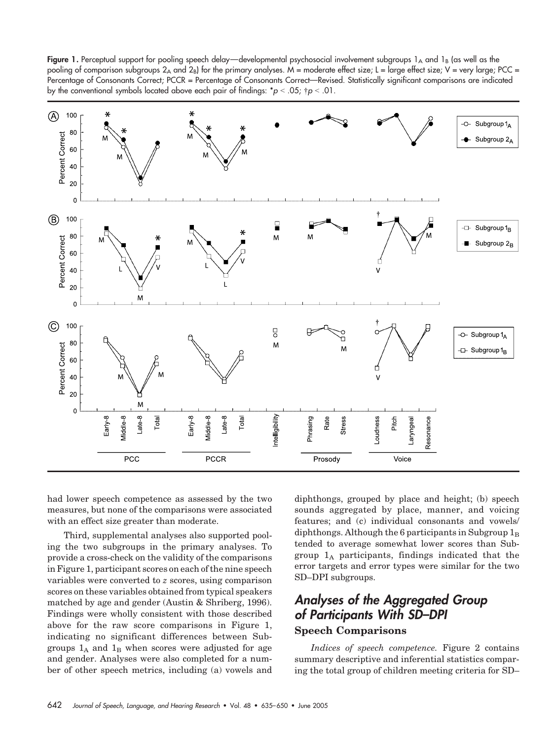**Figure 1.** Perceptual support for pooling speech delay—developmental psychosocial involvement subgroups $1_A$ and $1_B$ (as well as the pooling of comparison subgroups $2_A$ and $2_B$) for the primary analyses. M = moderate effect size; L = large effect size; V = very large; PCC = Percentage of Consonants Correct; PCCR = Percentage of Consonants Correct—Revised. Statistically significant comparisons are indicated by the conventional symbols located above each pair of findings: *$p < .05$; †$p < .01$.

had lower speech competence as assessed by the two measures, but none of the comparisons were associated with an effect size greater than moderate.

Third, supplemental analyses also supported pooling the two subgroups in the primary analyses. To provide a cross-check on the validity of the comparisons in Figure 1, participant scores on each of the nine speech variables were converted to *z* scores, using comparison scores on these variables obtained from typical speakers matched by age and gender (Austin & Shriberg, 1996). Findings were wholly consistent with those described above for the raw score comparisons in Figure 1, indicating no significant differences between Subgroups $1_A$ and $1_B$ when scores were adjusted for age and gender. Analyses were also completed for a number of other speech metrics, including (a) vowels and diphthongs, grouped by place and height; (b) speech sounds aggregated by place, manner, and voicing features; and (c) individual consonants and vowels/diphthongs. Although the 6 participants in Subgroup $1_B$ tended to average somewhat lower scores than Subgroup $1_A$ participants, findings indicated that the error targets and error types were similar for the two SD–DPI subgroups.

## Analyses of the Aggregated Group of Participants With SD–DPI

### Speech Comparisons

*Indices of speech competence.* Figure 2 contains summary descriptive and inferential statistics comparing the total group of children meeting criteria for SD–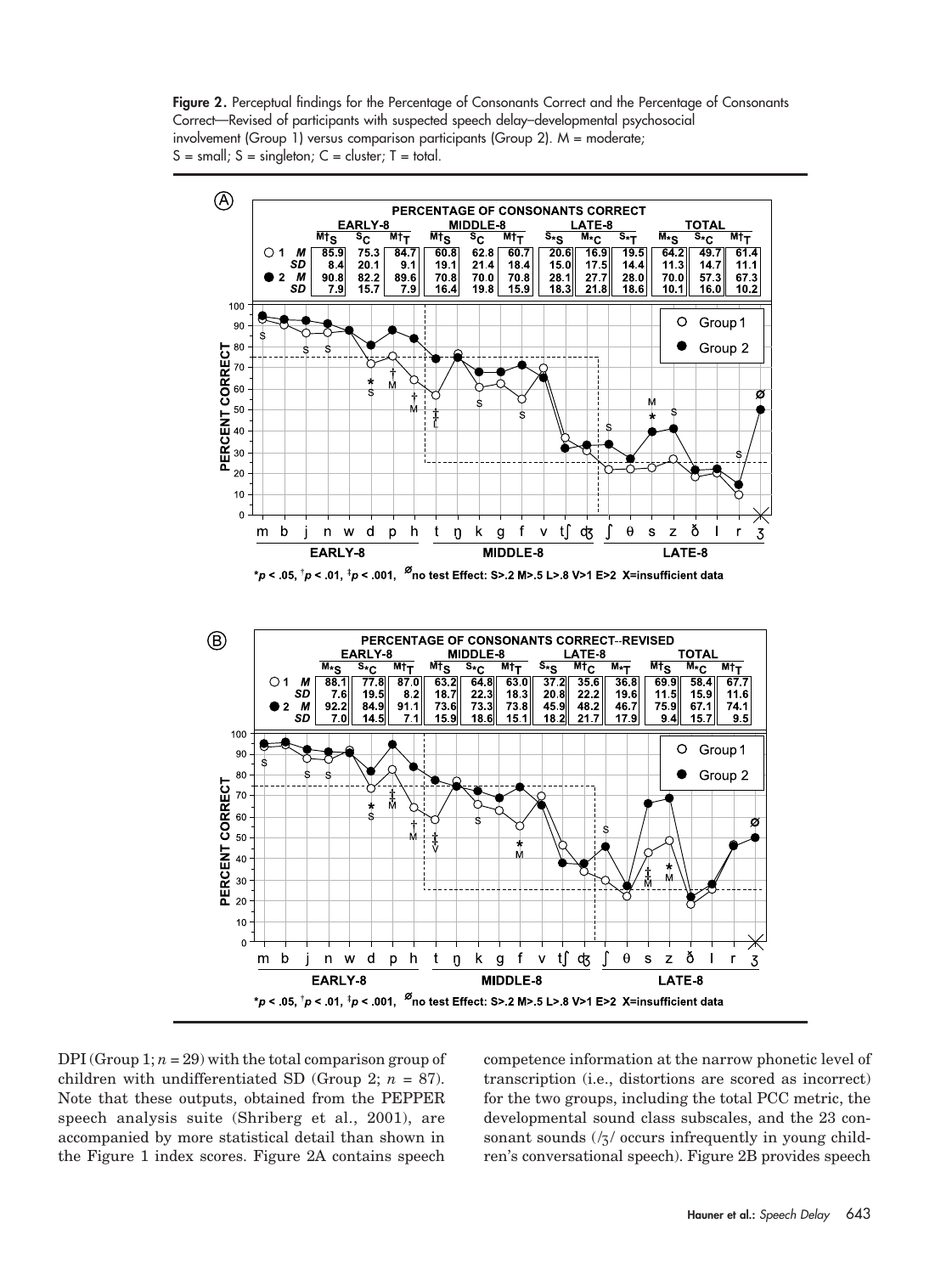**Figure 2.** Perceptual findings for the Percentage of Consonants Correct and the Percentage of Consonants Correct—Revised of participants with suspected speech delay–developmental psychosocial involvement (Group 1) versus comparison participants (Group 2). M = moderate; S = small; S = singleton; C = cluster; T = total.

DPI (Group 1; $n = 29$) with the total comparison group of children with undifferentiated SD (Group 2; $n = 87$). Note that these outputs, obtained from the PEPPER speech analysis suite (Shriberg et al., 2001), are accompanied by more statistical detail than shown in the Figure 1 index scores. Figure 2A contains speech competence information at the narrow phonetic level of transcription (i.e., distortions are scored as incorrect) for the two groups, including the total PCC metric, the developmental sound class subscales, and the 23 consonant sounds (/ʒ/ occurs infrequently in young children's conversational speech). Figure 2B provides speech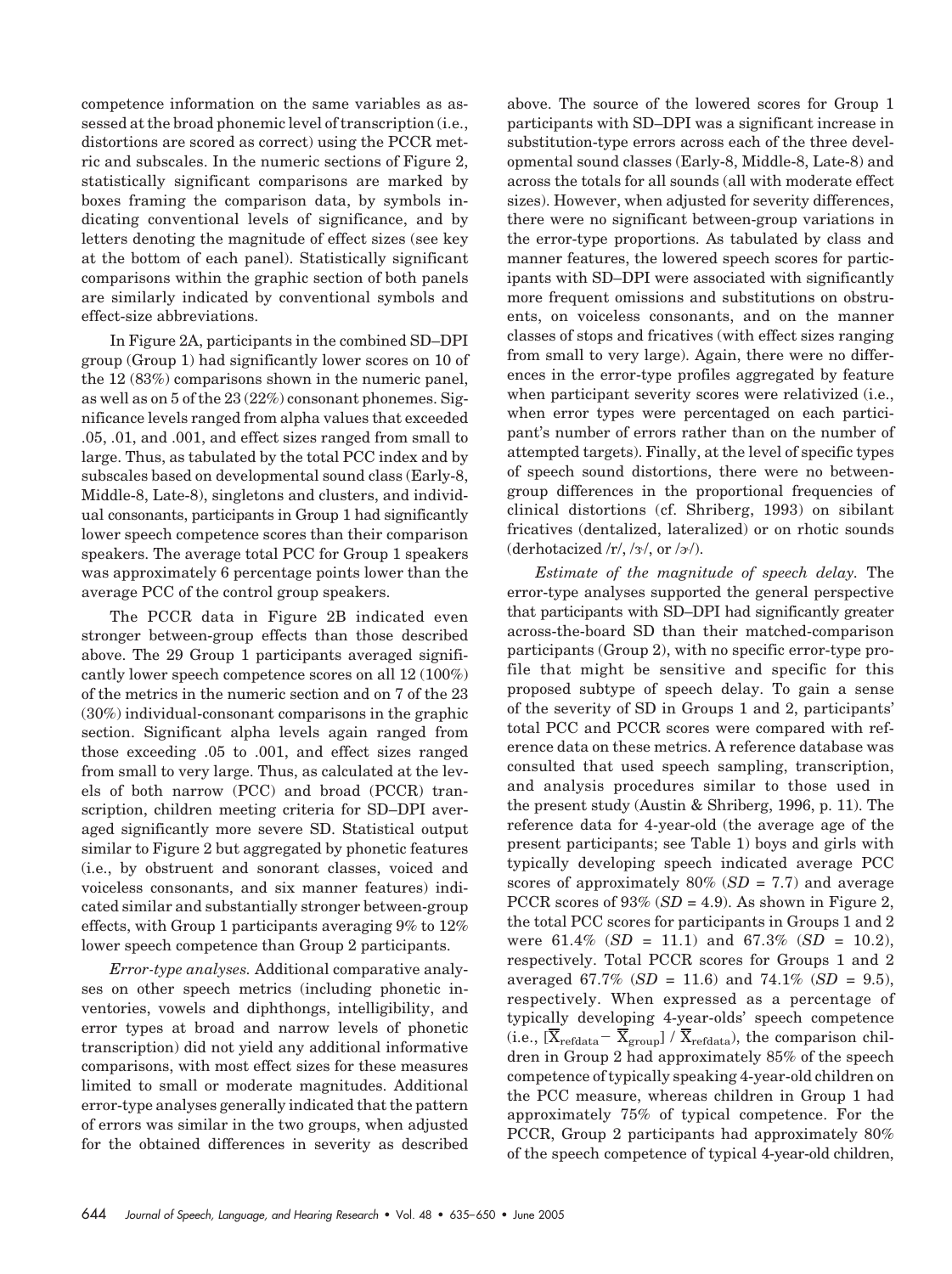competence information on the same variables as assessed at the broad phonemic level of transcription (i.e., distortions are scored as correct) using the PCCR metric and subscales. In the numeric sections of Figure 2, statistically significant comparisons are marked by boxes framing the comparison data, by symbols indicating conventional levels of significance, and by letters denoting the magnitude of effect sizes (see key at the bottom of each panel). Statistically significant comparisons within the graphic section of both panels are similarly indicated by conventional symbols and effect-size abbreviations.

In Figure 2A, participants in the combined SD–DPI group (Group 1) had significantly lower scores on 10 of the 12 (83%) comparisons shown in the numeric panel, as well as on 5 of the 23 (22%) consonant phonemes. Significance levels ranged from alpha values that exceeded .05, .01, and .001, and effect sizes ranged from small to large. Thus, as tabulated by the total PCC index and by subscales based on developmental sound class (Early-8, Middle-8, Late-8), singletons and clusters, and individual consonants, participants in Group 1 had significantly lower speech competence scores than their comparison speakers. The average total PCC for Group 1 speakers was approximately 6 percentage points lower than the average PCC of the control group speakers.

The PCCR data in Figure 2B indicated even stronger between-group effects than those described above. The 29 Group 1 participants averaged significantly lower speech competence scores on all 12 (100%) of the metrics in the numeric section and on 7 of the 23 (30%) individual-consonant comparisons in the graphic section. Significant alpha levels again ranged from those exceeding .05 to .001, and effect sizes ranged from small to very large. Thus, as calculated at the levels of both narrow (PCC) and broad (PCCR) transcription, children meeting criteria for SD–DPI averaged significantly more severe SD. Statistical output similar to Figure 2 but aggregated by phonetic features (i.e., by obstruent and sonorant classes, voiced and voiceless consonants, and six manner features) indicated similar and substantially stronger between-group effects, with Group 1 participants averaging 9% to 12% lower speech competence than Group 2 participants.

*Error-type analyses.* Additional comparative analyses on other speech metrics (including phonetic inventories, vowels and diphthongs, intelligibility, and error types at broad and narrow levels of phonetic transcription) did not yield any additional informative comparisons, with most effect sizes for these measures limited to small or moderate magnitudes. Additional error-type analyses generally indicated that the pattern of errors was similar in the two groups, when adjusted for the obtained differences in severity as described above. The source of the lowered scores for Group 1 participants with SD–DPI was a significant increase in substitution-type errors across each of the three developmental sound classes (Early-8, Middle-8, Late-8) and across the totals for all sounds (all with moderate effect sizes). However, when adjusted for severity differences, there were no significant between-group variations in the error-type proportions. As tabulated by class and manner features, the lowered speech scores for participants with SD–DPI were associated with significantly more frequent omissions and substitutions on obstruents, on voiceless consonants, and on the manner classes of stops and fricatives (with effect sizes ranging from small to very large). Again, there were no differences in the error-type profiles aggregated by feature when participant severity scores were relativized (i.e., when error types were percentaged on each participant's number of errors rather than on the number of attempted targets). Finally, at the level of specific types of speech sound distortions, there were no between-group differences in the proportional frequencies of clinical distortions (cf. Shriberg, 1993) on sibilant fricatives (dentalized, lateralized) or on rhotic sounds (derhotacized /r/, /ɝ/, or /ɚ/).

*Estimate of the magnitude of speech delay.* The error-type analyses supported the general perspective that participants with SD–DPI had significantly greater across-the-board SD than their matched-comparison participants (Group 2), with no specific error-type profile that might be sensitive and specific for this proposed subtype of speech delay. To gain a sense of the severity of SD in Groups 1 and 2, participants' total PCC and PCCR scores were compared with reference data on these metrics. A reference database was consulted that used speech sampling, transcription, and analysis procedures similar to those used in the present study (Austin & Shriberg, 1996, p. 11). The reference data for 4-year-old (the average age of the present participants; see Table 1) boys and girls with typically developing speech indicated average PCC scores of approximately 80% (*SD* = 7.7) and average PCCR scores of 93% (*SD* = 4.9). As shown in Figure 2, the total PCC scores for participants in Groups 1 and 2 were 61.4% (*SD* = 11.1) and 67.3% (*SD* = 10.2), respectively. Total PCCR scores for Groups 1 and 2 averaged 67.7% (*SD* = 11.6) and 74.1% (*SD* = 9.5), respectively. When expressed as a percentage of typically developing 4-year-olds' speech competence (i.e., $[\overline{X}_{\text{refdata}} - \overline{X}_{\text{group}}] / \overline{X}_{\text{refdata}}$), the comparison children in Group 2 had approximately 85% of the speech competence of typically speaking 4-year-old children on the PCC measure, whereas children in Group 1 had approximately 75% of typical competence. For the PCCR, Group 2 participants had approximately 80% of the speech competence of typical 4-year-old children,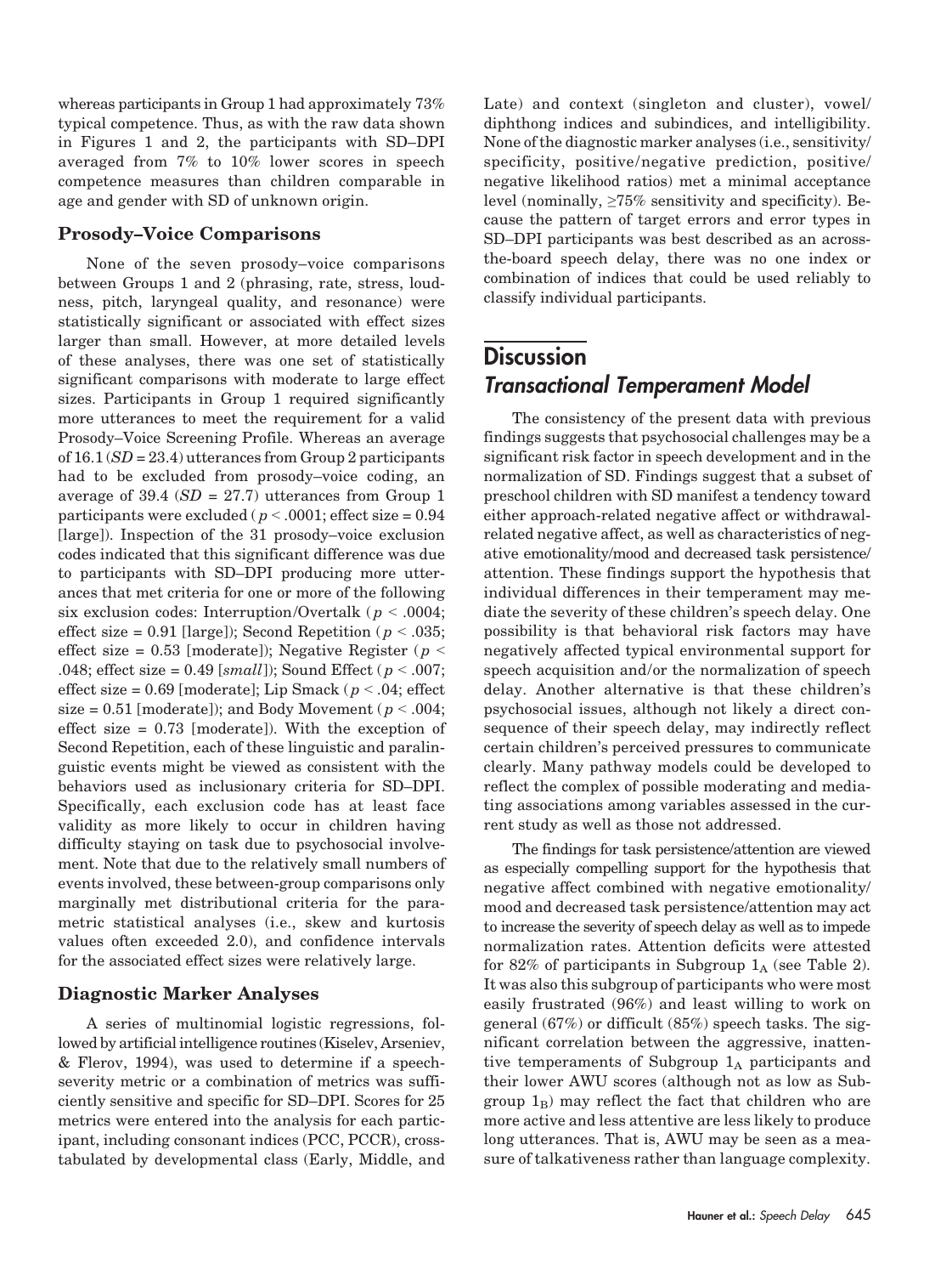whereas participants in Group 1 had approximately 73% typical competence. Thus, as with the raw data shown in Figures 1 and 2, the participants with SD–DPI averaged from 7% to 10% lower scores in speech competence measures than children comparable in age and gender with SD of unknown origin.

### Prosody–Voice Comparisons

None of the seven prosody–voice comparisons between Groups 1 and 2 (phrasing, rate, stress, loudness, pitch, laryngeal quality, and resonance) were statistically significant or associated with effect sizes larger than small. However, at more detailed levels of these analyses, there was one set of statistically significant comparisons with moderate to large effect sizes. Participants in Group 1 required significantly more utterances to meet the requirement for a valid Prosody–Voice Screening Profile. Whereas an average of 16.1 ($SD$ = 23.4) utterances from Group 2 participants had to be excluded from prosody–voice coding, an average of 39.4 ($SD$ = 27.7) utterances from Group 1 participants were excluded ($p < .0001$; effect size = 0.94 [large]). Inspection of the 31 prosody–voice exclusion codes indicated that this significant difference was due to participants with SD–DPI producing more utterances that met criteria for one or more of the following six exclusion codes: Interruption/Overtalk ($p < .0004$; effect size = 0.91 [large]); Second Repetition ($p < .035$; effect size = 0.53 [moderate]); Negative Register ($p < .048$; effect size = 0.49 [*small*]); Sound Effect ($p < .007$; effect size = 0.69 [moderate]; Lip Smack ($p < .04$; effect size = 0.51 [moderate]); and Body Movement ($p < .004$; effect size = 0.73 [moderate]). With the exception of Second Repetition, each of these linguistic and paralinguistic events might be viewed as consistent with the behaviors used as inclusionary criteria for SD–DPI. Specifically, each exclusion code has at least face validity as more likely to occur in children having difficulty staying on task due to psychosocial involvement. Note that due to the relatively small numbers of events involved, these between-group comparisons only marginally met distributional criteria for the parametric statistical analyses (i.e., skew and kurtosis values often exceeded 2.0), and confidence intervals for the associated effect sizes were relatively large.

### Diagnostic Marker Analyses

A series of multinomial logistic regressions, followed by artificial intelligence routines (Kiselev, Arseniev, & Flerov, 1994), was used to determine if a speech-severity metric or a combination of metrics was sufficiently sensitive and specific for SD–DPI. Scores for 25 metrics were entered into the analysis for each participant, including consonant indices (PCC, PCCR), cross-tabulated by developmental class (Early, Middle, and Late) and context (singleton and cluster), vowel/diphthong indices and subindices, and intelligibility. None of the diagnostic marker analyses (i.e., sensitivity/specificity, positive/negative prediction, positive/negative likelihood ratios) met a minimal acceptance level (nominally, ≥75% sensitivity and specificity). Because the pattern of target errors and error types in SD–DPI participants was best described as an across-the-board speech delay, there was no one index or combination of indices that could be used reliably to classify individual participants.

## Discussion

## *Transactional Temperament Model*

The consistency of the present data with previous findings suggests that psychosocial challenges may be a significant risk factor in speech development and in the normalization of SD. Findings suggest that a subset of preschool children with SD manifest a tendency toward either approach-related negative affect or withdrawal-related negative affect, as well as characteristics of negative emotionality/mood and decreased task persistence/attention. These findings support the hypothesis that individual differences in their temperament may mediate the severity of these children's speech delay. One possibility is that behavioral risk factors may have negatively affected typical environmental support for speech acquisition and/or the normalization of speech delay. Another alternative is that these children's psychosocial issues, although not likely a direct consequence of their speech delay, may indirectly reflect certain children's perceived pressures to communicate clearly. Many pathway models could be developed to reflect the complex of possible moderating and mediating associations among variables assessed in the current study as well as those not addressed.

The findings for task persistence/attention are viewed as especially compelling support for the hypothesis that negative affect combined with negative emotionality/mood and decreased task persistence/attention may act to increase the severity of speech delay as well as to impede normalization rates. Attention deficits were attested for 82% of participants in Subgroup $1_A$ (see Table 2). It was also this subgroup of participants who were most easily frustrated (96%) and least willing to work on general (67%) or difficult (85%) speech tasks. The significant correlation between the aggressive, inattentive temperaments of Subgroup $1_A$ participants and their lower AWU scores (although not as low as Subgroup $1_B$) may reflect the fact that children who are more active and less attentive are less likely to produce long utterances. That is, AWU may be seen as a measure of talkativeness rather than language complexity.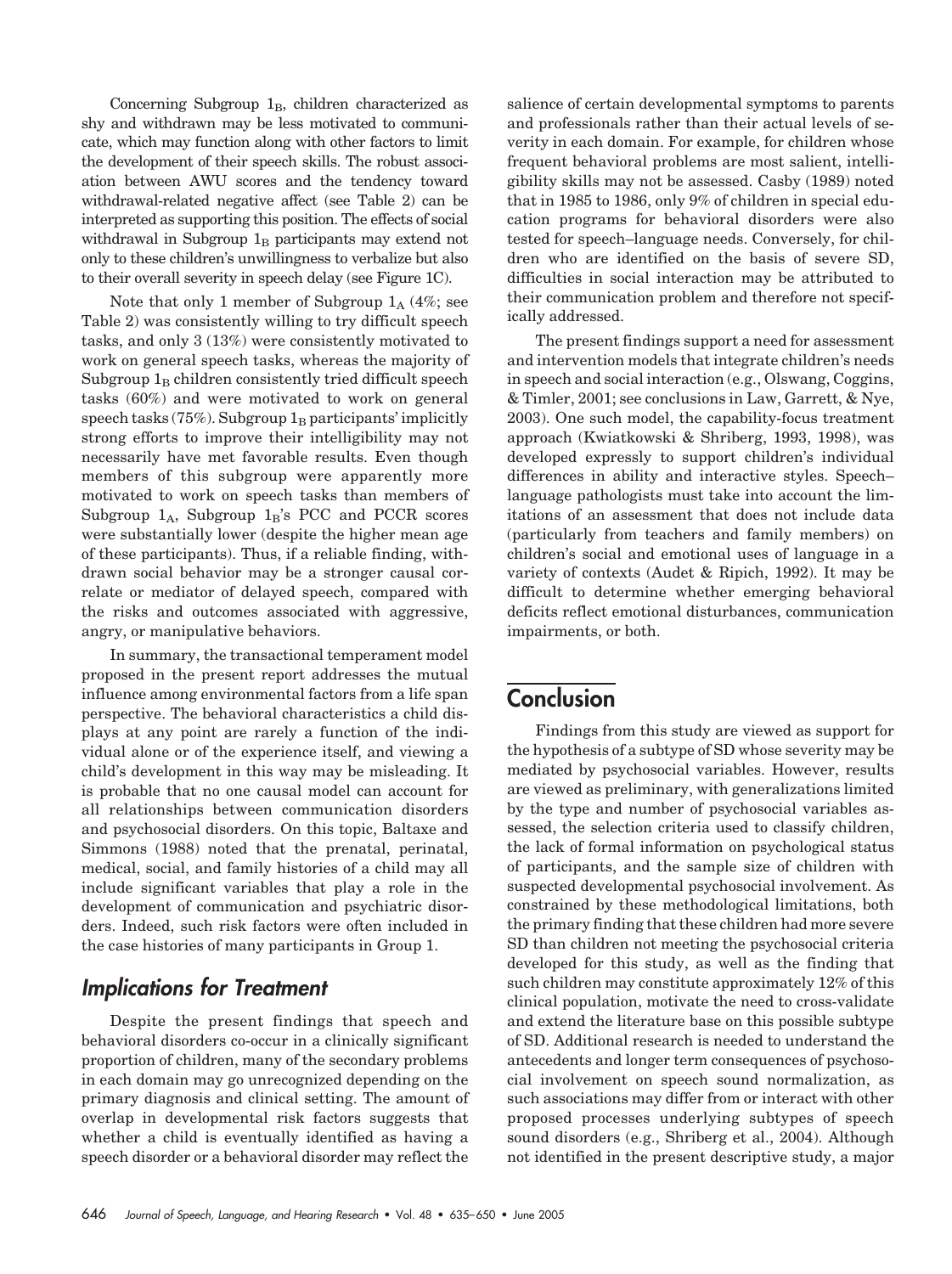Concerning Subgroup $1_B$, children characterized as shy and withdrawn may be less motivated to communicate, which may function along with other factors to limit the development of their speech skills. The robust association between AWU scores and the tendency toward withdrawal-related negative affect (see Table 2) can be interpreted as supporting this position. The effects of social withdrawal in Subgroup $1_B$ participants may extend not only to these children's unwillingness to verbalize but also to their overall severity in speech delay (see Figure 1C).

Note that only 1 member of Subgroup $1_A$ (4%; see Table 2) was consistently willing to try difficult speech tasks, and only 3 (13%) were consistently motivated to work on general speech tasks, whereas the majority of Subgroup $1_B$ children consistently tried difficult speech tasks (60%) and were motivated to work on general speech tasks (75%). Subgroup $1_B$ participants' implicitly strong efforts to improve their intelligibility may not necessarily have met favorable results. Even though members of this subgroup were apparently more motivated to work on speech tasks than members of Subgroup $1_A$, Subgroup $1_B$'s PCC and PCCR scores were substantially lower (despite the higher mean age of these participants). Thus, if a reliable finding, withdrawn social behavior may be a stronger causal correlate or mediator of delayed speech, compared with the risks and outcomes associated with aggressive, angry, or manipulative behaviors.

In summary, the transactional temperament model proposed in the present report addresses the mutual influence among environmental factors from a life span perspective. The behavioral characteristics a child displays at any point are rarely a function of the individual alone or of the experience itself, and viewing a child's development in this way may be misleading. It is probable that no one causal model can account for all relationships between communication disorders and psychosocial disorders. On this topic, Baltaxe and Simmons (1988) noted that the prenatal, perinatal, medical, social, and family histories of a child may all include significant variables that play a role in the development of communication and psychiatric disorders. Indeed, such risk factors were often included in the case histories of many participants in Group 1.

## *Implications for Treatment*

Despite the present findings that speech and behavioral disorders co-occur in a clinically significant proportion of children, many of the secondary problems in each domain may go unrecognized depending on the primary diagnosis and clinical setting. The amount of overlap in developmental risk factors suggests that whether a child is eventually identified as having a speech disorder or a behavioral disorder may reflect the salience of certain developmental symptoms to parents and professionals rather than their actual levels of severity in each domain. For example, for children whose frequent behavioral problems are most salient, intelligibility skills may not be assessed. Casby (1989) noted that in 1985 to 1986, only 9% of children in special education programs for behavioral disorders were also tested for speech–language needs. Conversely, for children who are identified on the basis of severe SD, difficulties in social interaction may be attributed to their communication problem and therefore not specifically addressed.

The present findings support a need for assessment and intervention models that integrate children's needs in speech and social interaction (e.g., Olswang, Coggins, & Timler, 2001; see conclusions in Law, Garrett, & Nye, 2003). One such model, the capability-focus treatment approach (Kwiatkowski & Shriberg, 1993, 1998), was developed expressly to support children's individual differences in ability and interactive styles. Speech–language pathologists must take into account the limitations of an assessment that does not include data (particularly from teachers and family members) on children's social and emotional uses of language in a variety of contexts (Audet & Ripich, 1992). It may be difficult to determine whether emerging behavioral deficits reflect emotional disturbances, communication impairments, or both.

# Conclusion

Findings from this study are viewed as support for the hypothesis of a subtype of SD whose severity may be mediated by psychosocial variables. However, results are viewed as preliminary, with generalizations limited by the type and number of psychosocial variables assessed, the selection criteria used to classify children, the lack of formal information on psychological status of participants, and the sample size of children with suspected developmental psychosocial involvement. As constrained by these methodological limitations, both the primary finding that these children had more severe SD than children not meeting the psychosocial criteria developed for this study, as well as the finding that such children may constitute approximately 12% of this clinical population, motivate the need to cross-validate and extend the literature base on this possible subtype of SD. Additional research is needed to understand the antecedents and longer term consequences of psychosocial involvement on speech sound normalization, as such associations may differ from or interact with other proposed processes underlying subtypes of speech sound disorders (e.g., Shriberg et al., 2004). Although not identified in the present descriptive study, a major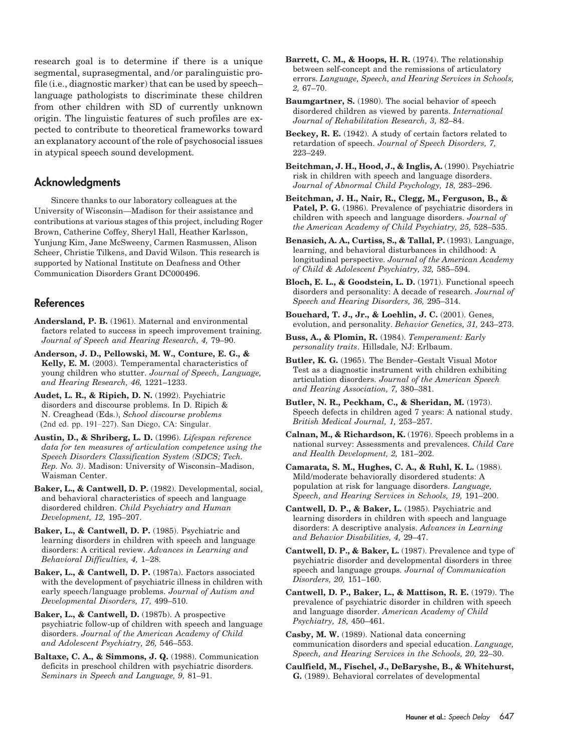research goal is to determine if there is a unique segmental, suprasegmental, and/or paralinguistic profile (i.e., diagnostic marker) that can be used by speech–language pathologists to discriminate these children from other children with SD of currently unknown origin. The linguistic features of such profiles are expected to contribute to theoretical frameworks toward an explanatory account of the role of psychosocial issues in atypical speech sound development.

## Acknowledgments

Sincere thanks to our laboratory colleagues at the University of Wisconsin—Madison for their assistance and contributions at various stages of this project, including Roger Brown, Catherine Coffey, Sheryl Hall, Heather Karlsson, Yunjung Kim, Jane McSweeny, Carmen Rasmussen, Alison Scheer, Christie Tilkens, and David Wilson. This research is supported by National Institute on Deafness and Other Communication Disorders Grant DC000496.

## References

**Andersland, P. B.** (1961). Maternal and environmental factors related to success in speech improvement training. *Journal of Speech and Hearing Research, 4,* 79–90.

**Anderson, J. D., Pellowski, M. W., Conture, E. G., & Kelly, E. M.** (2003). Temperamental characteristics of young children who stutter. *Journal of Speech, Language, and Hearing Research, 46,* 1221–1233.

**Audet, L. R., & Ripich, D. N.** (1992). Psychiatric disorders and discourse problems. In D. Ripich & N. Creaghead (Eds.), *School discourse problems* (2nd ed. pp. 191–227). San Diego, CA: Singular.

**Austin, D., & Shriberg, L. D.** (1996). *Lifespan reference data for ten measures of articulation competence using the Speech Disorders Classification System (SDCS; Tech. Rep. No. 3).* Madison: University of Wisconsin–Madison, Waisman Center.

**Baker, L., & Cantwell, D. P.** (1982). Developmental, social, and behavioral characteristics of speech and language disordered children. *Child Psychiatry and Human Development, 12,* 195–207.

**Baker, L., & Cantwell, D. P.** (1985). Psychiatric and learning disorders in children with speech and language disorders: A critical review. *Advances in Learning and Behavioral Difficulties, 4,* 1–28.

**Baker, L., & Cantwell, D. P.** (1987a). Factors associated with the development of psychiatric illness in children with early speech/language problems. *Journal of Autism and Developmental Disorders, 17,* 499–510.

**Baker, L., & Cantwell, D.** (1987b). A prospective psychiatric follow-up of children with speech and language disorders. *Journal of the American Academy of Child and Adolescent Psychiatry, 26,* 546–553.

**Baltaxe, C. A., & Simmons, J. Q.** (1988). Communication deficits in preschool children with psychiatric disorders. *Seminars in Speech and Language, 9,* 81–91.

**Barrett, C. M., & Hoops, H. R.** (1974). The relationship between self-concept and the remissions of articulatory errors. *Language, Speech, and Hearing Services in Schools, 2,* 67–70.

**Baumgartner, S.** (1980). The social behavior of speech disordered children as viewed by parents. *International Journal of Rehabilitation Research, 3,* 82–84.

**Beckey, R. E.** (1942). A study of certain factors related to retardation of speech. *Journal of Speech Disorders, 7,* 223–249.

**Beitchman, J. H., Hood, J., & Inglis, A.** (1990). Psychiatric risk in children with speech and language disorders. *Journal of Abnormal Child Psychology, 18,* 283–296.

**Beitchman, J. H., Nair, R., Clegg, M., Ferguson, B., & Patel, P. G.** (1986). Prevalence of psychiatric disorders in children with speech and language disorders. *Journal of the American Academy of Child Psychiatry, 25,* 528–535.

**Benasich, A. A., Curtiss, S., & Tallal, P.** (1993). Language, learning, and behavioral disturbances in childhood: A longitudinal perspective. *Journal of the American Academy of Child & Adolescent Psychiatry, 32,* 585–594.

**Bloch, E. L., & Goodstein, L. D.** (1971). Functional speech disorders and personality: A decade of research. *Journal of Speech and Hearing Disorders, 36,* 295–314.

**Bouchard, T. J., Jr., & Loehlin, J. C.** (2001). Genes, evolution, and personality. *Behavior Genetics, 31,* 243–273.

**Buss, A., & Plomin, R.** (1984). *Temperament: Early personality traits*. Hillsdale, NJ: Erlbaum.

**Butler, K. G.** (1965). The Bender–Gestalt Visual Motor Test as a diagnostic instrument with children exhibiting articulation disorders. *Journal of the American Speech and Hearing Association, 7,* 380–381.

**Butler, N. R., Peckham, C., & Sheridan, M.** (1973). Speech defects in children aged 7 years: A national study. *British Medical Journal, 1,* 253–257.

**Calnan, M., & Richardson, K.** (1976). Speech problems in a national survey: Assessments and prevalences. *Child Care and Health Development, 2,* 181–202.

**Camarata, S. M., Hughes, C. A., & Ruhl, K. L.** (1988). Mild/moderate behaviorally disordered students: A population at risk for language disorders. *Language, Speech, and Hearing Services in Schools, 19,* 191–200.

**Cantwell, D. P., & Baker, L.** (1985). Psychiatric and learning disorders in children with speech and language disorders: A descriptive analysis. *Advances in Learning and Behavior Disabilities, 4,* 29–47.

**Cantwell, D. P., & Baker, L.** (1987). Prevalence and type of psychiatric disorder and developmental disorders in three speech and language groups. *Journal of Communication Disorders, 20,* 151–160.

**Cantwell, D. P., Baker, L., & Mattison, R. E.** (1979). The prevalence of psychiatric disorder in children with speech and language disorder. *American Academy of Child Psychiatry, 18,* 450–461.

**Casby, M. W.** (1989). National data concerning communication disorders and special education. *Language, Speech, and Hearing Services in the Schools, 20,* 22–30.

**Caulfield, M., Fischel, J., DeBaryshe, B., & Whitehurst, G.** (1989). Behavioral correlates of developmental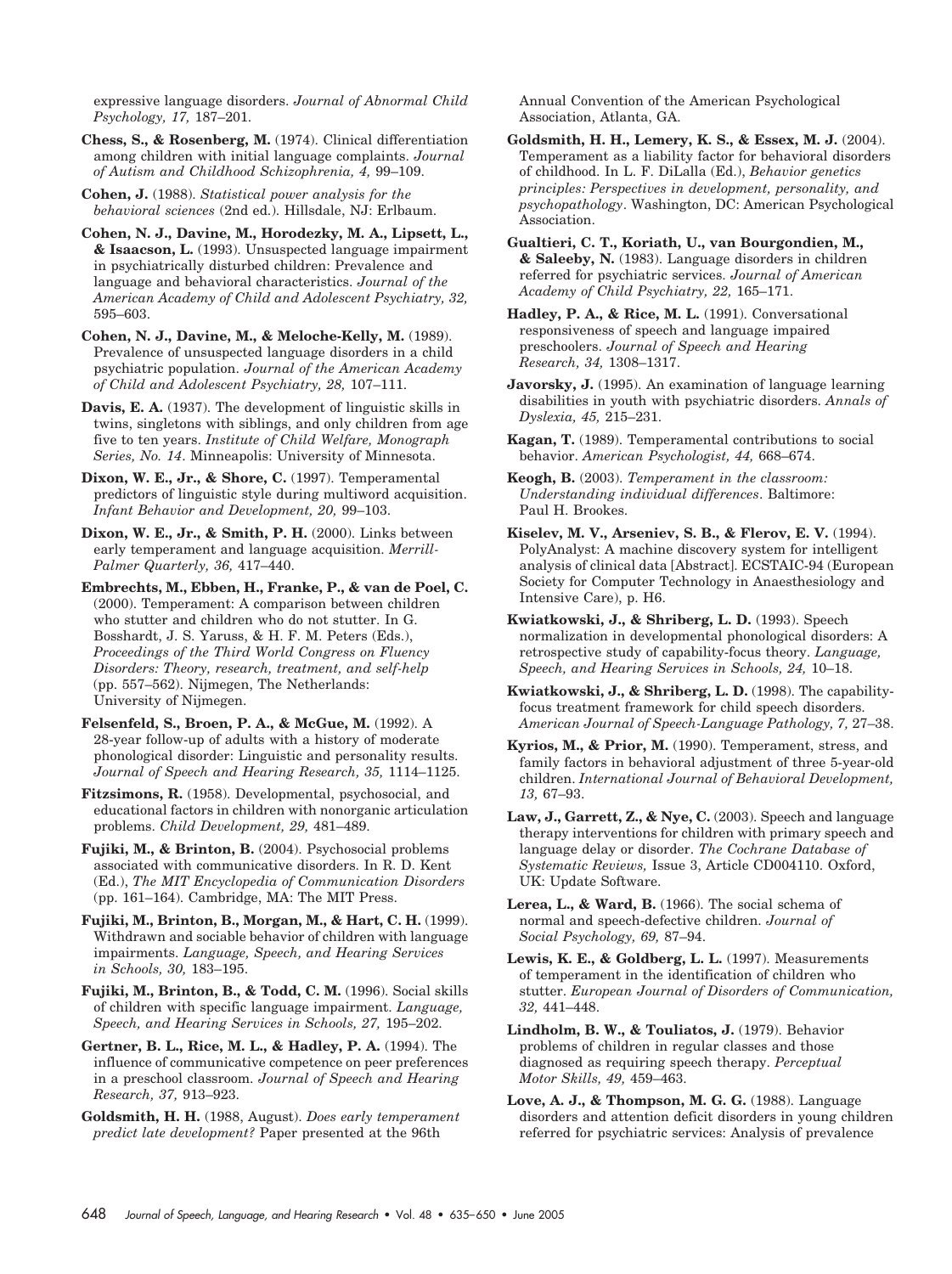expressive language disorders. *Journal of Abnormal Child Psychology, 17,* 187–201.

**Chess, S., & Rosenberg, M.** (1974). Clinical differentiation among children with initial language complaints. *Journal of Autism and Childhood Schizophrenia, 4,* 99–109.

**Cohen, J.** (1988). *Statistical power analysis for the behavioral sciences* (2nd ed.). Hillsdale, NJ: Erlbaum.

**Cohen, N. J., Davine, M., Horodezky, M. A., Lipsett, L., & Isaacson, L.** (1993). Unsuspected language impairment in psychiatrically disturbed children: Prevalence and language and behavioral characteristics. *Journal of the American Academy of Child and Adolescent Psychiatry, 32,* 595–603.

**Cohen, N. J., Davine, M., & Meloche-Kelly, M.** (1989). Prevalence of unsuspected language disorders in a child psychiatric population. *Journal of the American Academy of Child and Adolescent Psychiatry, 28,* 107–111.

**Davis, E. A.** (1937). The development of linguistic skills in twins, singletons with siblings, and only children from age five to ten years. *Institute of Child Welfare, Monograph Series, No. 14*. Minneapolis: University of Minnesota.

**Dixon, W. E., Jr., & Shore, C.** (1997). Temperamental predictors of linguistic style during multiword acquisition. *Infant Behavior and Development, 20,* 99–103.

**Dixon, W. E., Jr., & Smith, P. H.** (2000). Links between early temperament and language acquisition. *Merrill-Palmer Quarterly, 36,* 417–440.

**Embrechts, M., Ebben, H., Franke, P., & van de Poel, C.** (2000). Temperament: A comparison between children who stutter and children who do not stutter. In G. Bosshardt, J. S. Yaruss, & H. F. M. Peters (Eds.), *Proceedings of the Third World Congress on Fluency Disorders: Theory, research, treatment, and self-help* (pp. 557–562). Nijmegen, The Netherlands: University of Nijmegen.

**Felsenfeld, S., Broen, P. A., & McGue, M.** (1992). A 28-year follow-up of adults with a history of moderate phonological disorder: Linguistic and personality results. *Journal of Speech and Hearing Research, 35,* 1114–1125.

**Fitzsimons, R.** (1958). Developmental, psychosocial, and educational factors in children with nonorganic articulation problems. *Child Development, 29,* 481–489.

**Fujiki, M., & Brinton, B.** (2004). Psychosocial problems associated with communicative disorders. In R. D. Kent (Ed.), *The MIT Encyclopedia of Communication Disorders* (pp. 161–164). Cambridge, MA: The MIT Press.

**Fujiki, M., Brinton, B., Morgan, M., & Hart, C. H.** (1999). Withdrawn and sociable behavior of children with language impairments. *Language, Speech, and Hearing Services in Schools, 30,* 183–195.

**Fujiki, M., Brinton, B., & Todd, C. M.** (1996). Social skills of children with specific language impairment. *Language, Speech, and Hearing Services in Schools, 27,* 195–202.

**Gertner, B. L., Rice, M. L., & Hadley, P. A.** (1994). The influence of communicative competence on peer preferences in a preschool classroom. *Journal of Speech and Hearing Research, 37,* 913–923.

**Goldsmith, H. H.** (1988, August). *Does early temperament predict late development?* Paper presented at the 96th Annual Convention of the American Psychological Association, Atlanta, GA.

**Goldsmith, H. H., Lemery, K. S., & Essex, M. J.** (2004). Temperament as a liability factor for behavioral disorders of childhood. In L. F. DiLalla (Ed.), *Behavior genetics principles: Perspectives in development, personality, and psychopathology*. Washington, DC: American Psychological Association.

**Gualtieri, C. T., Koriath, U., van Bourgondien, M., & Saleeby, N.** (1983). Language disorders in children referred for psychiatric services. *Journal of American Academy of Child Psychiatry, 22,* 165–171.

**Hadley, P. A., & Rice, M. L.** (1991). Conversational responsiveness of speech and language impaired preschoolers. *Journal of Speech and Hearing Research, 34,* 1308–1317.

**Javorsky, J.** (1995). An examination of language learning disabilities in youth with psychiatric disorders. *Annals of Dyslexia, 45,* 215–231.

**Kagan, T.** (1989). Temperamental contributions to social behavior. *American Psychologist, 44,* 668–674.

**Keogh, B.** (2003). *Temperament in the classroom: Understanding individual differences*. Baltimore: Paul H. Brookes.

**Kiselev, M. V., Arseniev, S. B., & Flerov, E. V.** (1994). PolyAnalyst: A machine discovery system for intelligent analysis of clinical data [Abstract]. ECSTAIC-94 (European Society for Computer Technology in Anaesthesiology and Intensive Care), p. H6.

**Kwiatkowski, J., & Shriberg, L. D.** (1993). Speech normalization in developmental phonological disorders: A retrospective study of capability-focus theory. *Language, Speech, and Hearing Services in Schools, 24,* 10–18.

**Kwiatkowski, J., & Shriberg, L. D.** (1998). The capability-focus treatment framework for child speech disorders. *American Journal of Speech-Language Pathology, 7,* 27–38.

**Kyrios, M., & Prior, M.** (1990). Temperament, stress, and family factors in behavioral adjustment of three 5-year-old children. *International Journal of Behavioral Development, 13,* 67–93.

**Law, J., Garrett, Z., & Nye, C.** (2003). Speech and language therapy interventions for children with primary speech and language delay or disorder. *The Cochrane Database of Systematic Reviews,* Issue 3, Article CD004110. Oxford, UK: Update Software.

**Lerea, L., & Ward, B.** (1966). The social schema of normal and speech-defective children. *Journal of Social Psychology, 69,* 87–94.

**Lewis, K. E., & Goldberg, L. L.** (1997). Measurements of temperament in the identification of children who stutter. *European Journal of Disorders of Communication, 32,* 441–448.

**Lindholm, B. W., & Touliatos, J.** (1979). Behavior problems of children in regular classes and those diagnosed as requiring speech therapy. *Perceptual Motor Skills, 49,* 459–463.

**Love, A. J., & Thompson, M. G. G.** (1988). Language disorders and attention deficit disorders in young children referred for psychiatric services: Analysis of prevalence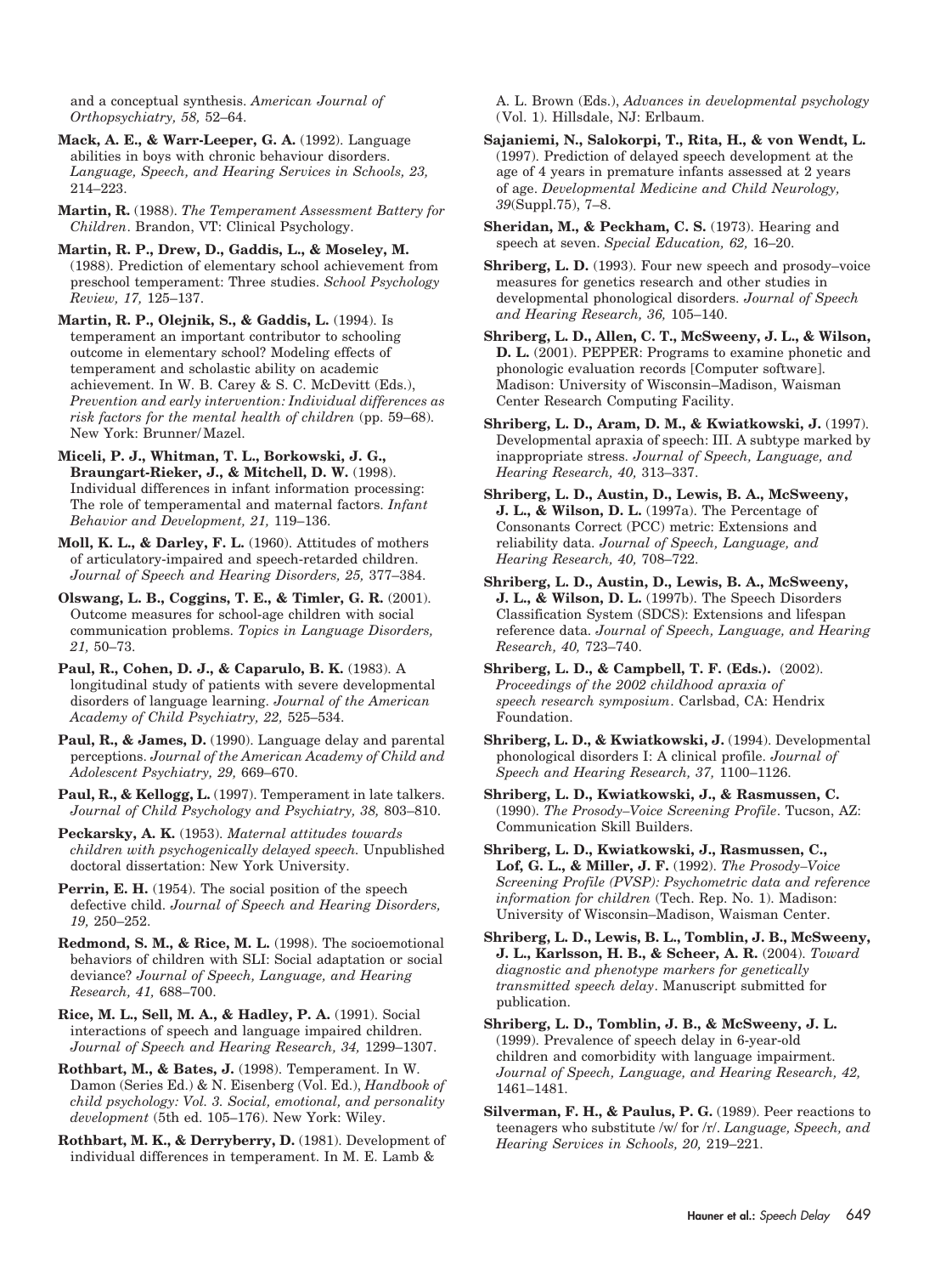and a conceptual synthesis. *American Journal of Orthopsychiatry, 58,* 52–64.

**Mack, A. E., & Warr-Leeper, G. A.** (1992). Language abilities in boys with chronic behaviour disorders. *Language, Speech, and Hearing Services in Schools, 23,* 214–223.

**Martin, R.** (1988). *The Temperament Assessment Battery for Children*. Brandon, VT: Clinical Psychology.

**Martin, R. P., Drew, D., Gaddis, L., & Moseley, M.** (1988). Prediction of elementary school achievement from preschool temperament: Three studies. *School Psychology Review, 17,* 125–137.

**Martin, R. P., Olejnik, S., & Gaddis, L.** (1994). Is temperament an important contributor to schooling outcome in elementary school? Modeling effects of temperament and scholastic ability on academic achievement. In W. B. Carey & S. C. McDevitt (Eds.), *Prevention and early intervention: Individual differences as risk factors for the mental health of children* (pp. 59–68). New York: Brunner/Mazel.

**Miceli, P. J., Whitman, T. L., Borkowski, J. G., Braungart-Rieker, J., & Mitchell, D. W.** (1998). Individual differences in infant information processing: The role of temperamental and maternal factors. *Infant Behavior and Development, 21,* 119–136.

**Moll, K. L., & Darley, F. L.** (1960). Attitudes of mothers of articulatory-impaired and speech-retarded children. *Journal of Speech and Hearing Disorders, 25,* 377–384.

**Olswang, L. B., Coggins, T. E., & Timler, G. R.** (2001). Outcome measures for school-age children with social communication problems. *Topics in Language Disorders, 21,* 50–73.

**Paul, R., Cohen, D. J., & Caparulo, B. K.** (1983). A longitudinal study of patients with severe developmental disorders of language learning. *Journal of the American Academy of Child Psychiatry, 22,* 525–534.

**Paul, R., & James, D.** (1990). Language delay and parental perceptions. *Journal of the American Academy of Child and Adolescent Psychiatry, 29,* 669–670.

**Paul, R., & Kellogg, L.** (1997). Temperament in late talkers. *Journal of Child Psychology and Psychiatry, 38,* 803–810.

**Peckarsky, A. K.** (1953). *Maternal attitudes towards children with psychogenically delayed speech.* Unpublished doctoral dissertation: New York University.

**Perrin, E. H.** (1954). The social position of the speech defective child. *Journal of Speech and Hearing Disorders, 19,* 250–252.

**Redmond, S. M., & Rice, M. L.** (1998). The socioemotional behaviors of children with SLI: Social adaptation or social deviance? *Journal of Speech, Language, and Hearing Research, 41,* 688–700.

**Rice, M. L., Sell, M. A., & Hadley, P. A.** (1991). Social interactions of speech and language impaired children. *Journal of Speech and Hearing Research, 34,* 1299–1307.

**Rothbart, M., & Bates, J.** (1998). Temperament. In W. Damon (Series Ed.) & N. Eisenberg (Vol. Ed.), *Handbook of child psychology: Vol. 3. Social, emotional, and personality development* (5th ed. 105–176). New York: Wiley.

**Rothbart, M. K., & Derryberry, D.** (1981). Development of individual differences in temperament. In M. E. Lamb & A. L. Brown (Eds.), *Advances in developmental psychology* (Vol. 1). Hillsdale, NJ: Erlbaum.

**Sajaniemi, N., Salokorpi, T., Rita, H., & von Wendt, L.** (1997). Prediction of delayed speech development at the age of 4 years in premature infants assessed at 2 years of age. *Developmental Medicine and Child Neurology, 39*(Suppl.75), 7–8.

**Sheridan, M., & Peckham, C. S.** (1973). Hearing and speech at seven. *Special Education, 62,* 16–20.

**Shriberg, L. D.** (1993). Four new speech and prosody–voice measures for genetics research and other studies in developmental phonological disorders. *Journal of Speech and Hearing Research, 36,* 105–140.

**Shriberg, L. D., Allen, C. T., McSweeny, J. L., & Wilson, D. L.** (2001). PEPPER: Programs to examine phonetic and phonologic evaluation records [Computer software]. Madison: University of Wisconsin–Madison, Waisman Center Research Computing Facility.

**Shriberg, L. D., Aram, D. M., & Kwiatkowski, J.** (1997). Developmental apraxia of speech: III. A subtype marked by inappropriate stress. *Journal of Speech, Language, and Hearing Research, 40,* 313–337.

**Shriberg, L. D., Austin, D., Lewis, B. A., McSweeny, J. L., & Wilson, D. L.** (1997a). The Percentage of Consonants Correct (PCC) metric: Extensions and reliability data. *Journal of Speech, Language, and Hearing Research, 40,* 708–722.

**Shriberg, L. D., Austin, D., Lewis, B. A., McSweeny, J. L., & Wilson, D. L.** (1997b). The Speech Disorders Classification System (SDCS): Extensions and lifespan reference data. *Journal of Speech, Language, and Hearing Research, 40,* 723–740.

**Shriberg, L. D., & Campbell, T. F. (Eds.).** (2002). *Proceedings of the 2002 childhood apraxia of speech research symposium*. Carlsbad, CA: Hendrix Foundation.

**Shriberg, L. D., & Kwiatkowski, J.** (1994). Developmental phonological disorders I: A clinical profile. *Journal of Speech and Hearing Research, 37,* 1100–1126.

**Shriberg, L. D., Kwiatkowski, J., & Rasmussen, C.** (1990). *The Prosody–Voice Screening Profile*. Tucson, AZ: Communication Skill Builders.

**Shriberg, L. D., Kwiatkowski, J., Rasmussen, C., Lof, G. L., & Miller, J. F.** (1992). *The Prosody–Voice Screening Profile (PVSP): Psychometric data and reference information for children* (Tech. Rep. No. 1). Madison: University of Wisconsin–Madison, Waisman Center.

**Shriberg, L. D., Lewis, B. L., Tomblin, J. B., McSweeny, J. L., Karlsson, H. B., & Scheer, A. R.** (2004). *Toward diagnostic and phenotype markers for genetically transmitted speech delay*. Manuscript submitted for publication.

**Shriberg, L. D., Tomblin, J. B., & McSweeny, J. L.** (1999). Prevalence of speech delay in 6-year-old children and comorbidity with language impairment. *Journal of Speech, Language, and Hearing Research, 42,* 1461–1481.

**Silverman, F. H., & Paulus, P. G.** (1989). Peer reactions to teenagers who substitute /w/ for /r/. *Language, Speech, and Hearing Services in Schools, 20,* 219–221.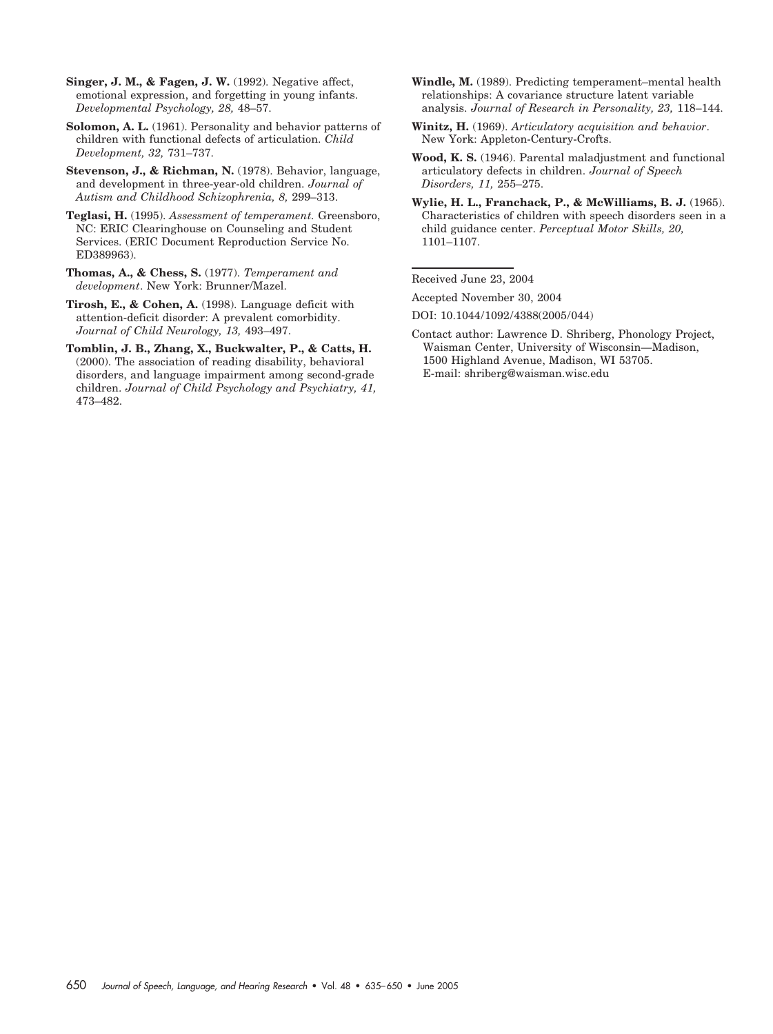**Singer, J. M., & Fagen, J. W.** (1992). Negative affect, emotional expression, and forgetting in young infants. *Developmental Psychology, 28,* 48–57.

**Solomon, A. L.** (1961). Personality and behavior patterns of children with functional defects of articulation. *Child Development, 32,* 731–737.

**Stevenson, J., & Richman, N.** (1978). Behavior, language, and development in three-year-old children. *Journal of Autism and Childhood Schizophrenia, 8,* 299–313.

**Teglasi, H.** (1995). *Assessment of temperament.* Greensboro, NC: ERIC Clearinghouse on Counseling and Student Services. (ERIC Document Reproduction Service No. ED389963).

**Thomas, A., & Chess, S.** (1977). *Temperament and development*. New York: Brunner/Mazel.

**Tirosh, E., & Cohen, A.** (1998). Language deficit with attention-deficit disorder: A prevalent comorbidity. *Journal of Child Neurology, 13,* 493–497.

**Tomblin, J. B., Zhang, X., Buckwalter, P., & Catts, H.** (2000). The association of reading disability, behavioral disorders, and language impairment among second-grade children. *Journal of Child Psychology and Psychiatry, 41,* 473–482.

**Windle, M.** (1989). Predicting temperament–mental health relationships: A covariance structure latent variable analysis. *Journal of Research in Personality, 23,* 118–144.

**Winitz, H.** (1969). *Articulatory acquisition and behavior*. New York: Appleton-Century-Crofts.

**Wood, K. S.** (1946). Parental maladjustment and functional articulatory defects in children. *Journal of Speech Disorders, 11,* 255–275.

**Wylie, H. L., Franchack, P., & McWilliams, B. J.** (1965). Characteristics of children with speech disorders seen in a child guidance center. *Perceptual Motor Skills, 20,* 1101–1107.

---

Received June 23, 2004

Accepted November 30, 2004

DOI: 10.1044/1092/4388(2005/044)

Contact author: Lawrence D. Shriberg, Phonology Project, Waisman Center, University of Wisconsin—Madison, 1500 Highland Avenue, Madison, WI 53705. E-mail: shriberg@waisman.wisc.edu